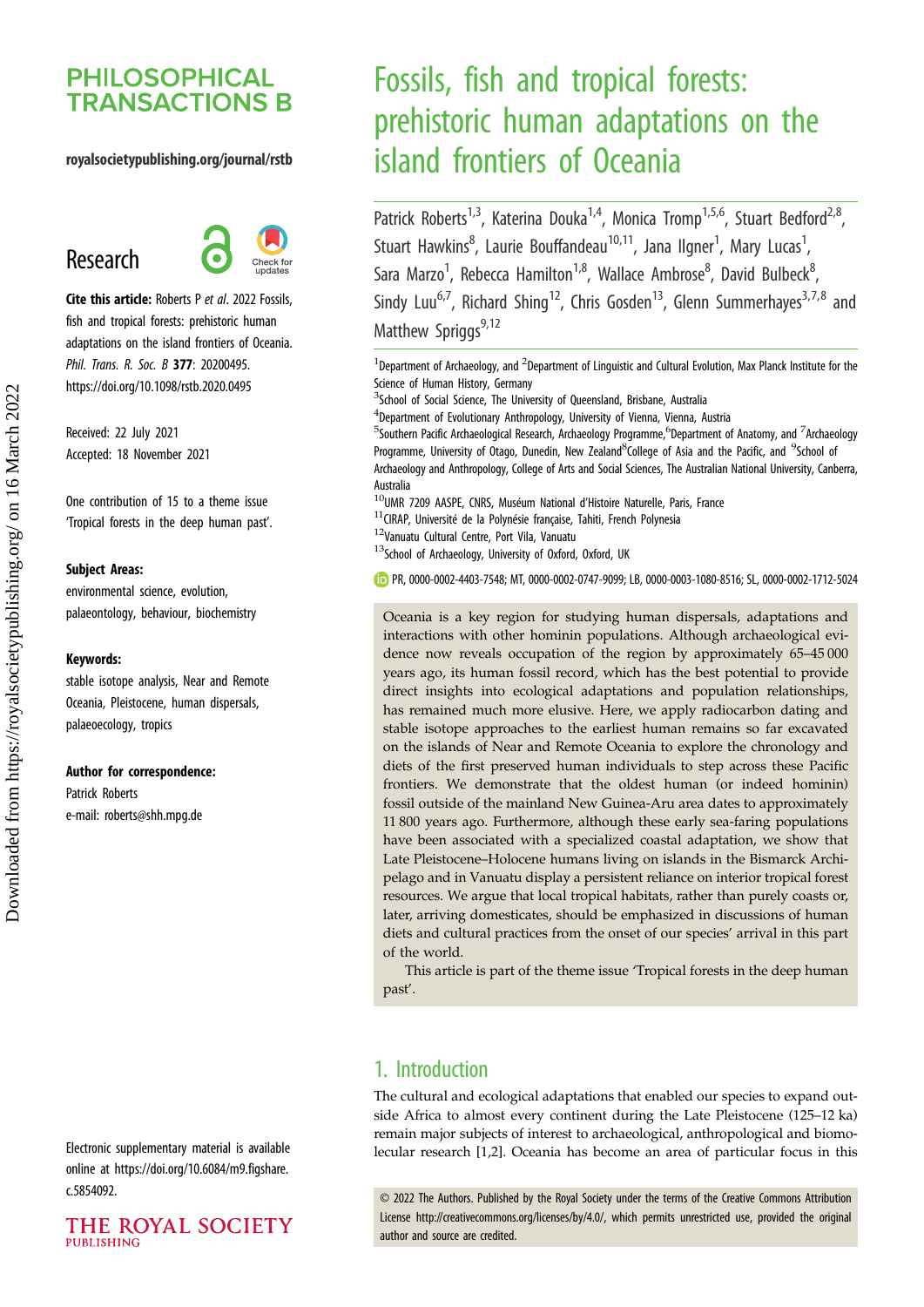PHILOSOPHICAL TRANSACTIONS B

royalsocietypublishing.org/journal/rstb

Research

**Cite this article:** Roberts P *et al*. 2022 Fossils, fish and tropical forests: prehistoric human adaptations on the island frontiers of Oceania. *Phil. Trans. R. Soc. B* **377**: 20200495. https://doi.org/10.1098/rstb.2020.0495

Received: 22 July 2021
Accepted: 18 November 2021

One contribution of 15 to a theme issue 'Tropical forests in the deep human past'.

**Subject Areas:**
environmental science, evolution, palaeontology, behaviour, biochemistry

**Keywords:**
stable isotope analysis, Near and Remote Oceania, Pleistocene, human dispersals, palaeoecology, tropics

**Author for correspondence:**
Patrick Roberts
e-mail: roberts@shh.mpg.de

Electronic supplementary material is available online at https://doi.org/10.6084/m9.figshare.c.5854092.

# Fossils, fish and tropical forests: prehistoric human adaptations on the island frontiers of Oceania

Patrick Roberts[1,3], Katerina Douka[1,4], Monica Tromp[1,5,6], Stuart Bedford[2,8], Stuart Hawkins[8], Laurie Bouffandeau[10,11], Jana Ilgner[1], Mary Lucas[1], Sara Marzo[1], Rebecca Hamilton[1,8], Wallace Ambrose[8], David Bulbeck[8], Sindy Luu[6,7], Richard Shing[12], Chris Gosden[13], Glenn Summerhayes[3,7,8] and Matthew Spriggs[9,12]

[1]Department of Archaeology, and [2]Department of Linguistic and Cultural Evolution, Max Planck Institute for the Science of Human History, Germany
[3]School of Social Science, The University of Queensland, Brisbane, Australia
[4]Department of Evolutionary Anthropology, University of Vienna, Vienna, Austria
[5]Southern Pacific Archaeological Research, Archaeology Programme, [6]Department of Anatomy, and [7]Archaeology Programme, University of Otago, Dunedin, New Zealand [8]College of Asia and the Pacific, and [9]School of Archaeology and Anthropology, College of Arts and Social Sciences, The Australian National University, Canberra, Australia
[10]UMR 7209 AASPE, CNRS, Muséum National d'Histoire Naturelle, Paris, France
[11]CIRAP, Université de la Polynésie française, Tahiti, French Polynesia
[12]Vanuatu Cultural Centre, Port Vila, Vanuatu
[13]School of Archaeology, University of Oxford, Oxford, UK

PR, 0000-0002-4403-7548; MT, 0000-0002-0747-9099; LB, 0000-0003-1080-8516; SL, 0000-0002-1712-5024

Oceania is a key region for studying human dispersals, adaptations and interactions with other hominin populations. Although archaeological evidence now reveals occupation of the region by approximately 65–45 000 years ago, its human fossil record, which has the best potential to provide direct insights into ecological adaptations and population relationships, has remained much more elusive. Here, we apply radiocarbon dating and stable isotope approaches to the earliest human remains so far excavated on the islands of Near and Remote Oceania to explore the chronology and diets of the first preserved human individuals to step across these Pacific frontiers. We demonstrate that the oldest human (or indeed hominin) fossil outside of the mainland New Guinea-Aru area dates to approximately 11 800 years ago. Furthermore, although these early sea-faring populations have been associated with a specialized coastal adaptation, we show that Late Pleistocene–Holocene humans living on islands in the Bismarck Archipelago and in Vanuatu display a persistent reliance on interior tropical forest resources. We argue that local tropical habitats, rather than purely coasts or, later, arriving domesticates, should be emphasized in discussions of human diets and cultural practices from the onset of our species' arrival in this part of the world.

This article is part of the theme issue 'Tropical forests in the deep human past'.

## 1. Introduction

The cultural and ecological adaptations that enabled our species to expand outside Africa to almost every continent during the Late Pleistocene (125–12 ka) remain major subjects of interest to archaeological, anthropological and biomolecular research [1,2]. Oceania has become an area of particular focus in this

© 2022 The Authors. Published by the Royal Society under the terms of the Creative Commons Attribution License http://creativecommons.org/licenses/by/4.0/, which permits unrestricted use, provided the original author and source are credited.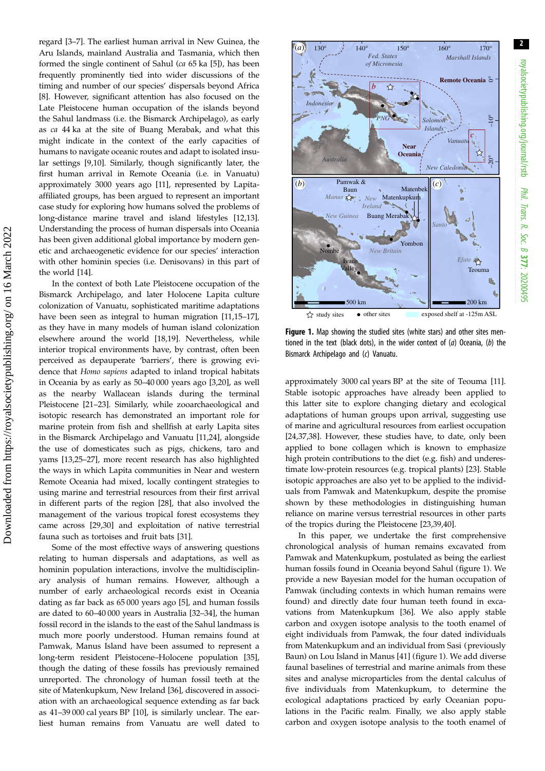regard [3–7]. The earliest human arrival in New Guinea, the Aru Islands, mainland Australia and Tasmania, which then formed the single continent of Sahul (*ca* 65 ka [5]), has been frequently prominently tied into wider discussions of the timing and number of our species' dispersals beyond Africa [8]. However, significant attention has also focused on the Late Pleistocene human occupation of the islands beyond the Sahul landmass (i.e. the Bismarck Archipelago), as early as *ca* 44 ka at the site of Buang Merabak, and what this might indicate in the context of the early capacities of humans to navigate oceanic routes and adapt to isolated insular settings [9,10]. Similarly, though significantly later, the first human arrival in Remote Oceania (i.e. in Vanuatu) approximately 3000 years ago [11], represented by Lapita-affiliated groups, has been argued to represent an important case study for exploring how humans solved the problems of long-distance marine travel and island lifestyles [12,13]. Understanding the process of human dispersals into Oceania has been given additional global importance by modern genetic and archaeogenetic evidence for our species' interaction with other hominin species (i.e. Denisovans) in this part of the world [14].

In the context of both Late Pleistocene occupation of the Bismarck Archipelago, and later Holocene Lapita culture colonization of Vanuatu, sophisticated maritime adaptations have been seen as integral to human migration [11,15–17], as they have in many models of human island colonization elsewhere around the world [18,19]. Nevertheless, while interior tropical environments have, by contrast, often been perceived as depauperate 'barriers', there is growing evidence that *Homo sapiens* adapted to inland tropical habitats in Oceania by as early as 50–40 000 years ago [3,20], as well as the nearby Wallacean islands during the terminal Pleistocene [21–23]. Similarly, while zooarchaeological and isotopic research has demonstrated an important role for marine protein from fish and shellfish at early Lapita sites in the Bismarck Archipelago and Vanuatu [11,24], alongside the use of domesticates such as pigs, chickens, taro and yams [13,25–27], more recent research has also highlighted the ways in which Lapita communities in Near and western Remote Oceania had mixed, locally contingent strategies to using marine and terrestrial resources from their first arrival in different parts of the region [28], that also involved the management of the various tropical forest ecosystems they came across [29,30] and exploitation of native terrestrial fauna such as tortoises and fruit bats [31].

Some of the most effective ways of answering questions relating to human dispersals and adaptations, as well as hominin population interactions, involve the multidisciplinary analysis of human remains. However, although a number of early archaeological records exist in Oceania dating as far back as 65 000 years ago [5], and human fossils are dated to 60–40 000 years in Australia [32–34], the human fossil record in the islands to the east of the Sahul landmass is much more poorly understood. Human remains found at Pamwak, Manus Island have been assumed to represent a long-term resident Pleistocene–Holocene population [35], though the dating of these fossils has previously remained unreported. The chronology of human fossil teeth at the site of Matenkupkum, New Ireland [36], discovered in association with an archaeological sequence extending as far back as 41–39 000 cal years BP [10], is similarly unclear. The earliest human remains from Vanuatu are well dated to approximately 3000 cal years BP at the site of Teouma [11]. Stable isotopic approaches have already been applied to this latter site to explore changing dietary and ecological adaptations of human groups upon arrival, suggesting use of marine and agricultural resources from earliest occupation [24,37,38]. However, these studies have, to date, only been applied to bone collagen which is known to emphasize high protein contributions to the diet (e.g. fish) and underestimate low-protein resources (e.g. tropical plants) [23]. Stable isotopic approaches are also yet to be applied to the individuals from Pamwak and Matenkupkum, despite the promise shown by these methodologies in distinguishing human reliance on marine versus terrestrial resources in other parts of the tropics during the Pleistocene [23,39,40].

In this paper, we undertake the first comprehensive chronological analysis of human remains excavated from Pamwak and Matenkupkum, postulated as being the earliest human fossils found in Oceania beyond Sahul (figure 1). We provide a new Bayesian model for the human occupation of Pamwak (including contexts in which human remains were found) and directly date four human teeth found in excavations from Matenkupkum [36]. We also apply stable carbon and oxygen isotope analysis to the tooth enamel of eight individuals from Pamwak, the four dated individuals from Matenkupkum and an individual from Sasi (previously Baun) on Lou Island in Manus [41] (figure 1). We add diverse faunal baselines of terrestrial and marine animals from these sites and analyse microparticles from the dental calculus of five individuals from Matenkupkum, to determine the ecological adaptations practiced by early Oceanian populations in the Pacific realm. Finally, we also apply stable carbon and oxygen isotope analysis to the tooth enamel of

**Figure 1.** Map showing the studied sites (white stars) and other sites mentioned in the text (black dots), in the wider context of (*a*) Oceania, (*b*) the Bismarck Archipelago and (*c*) Vanuatu.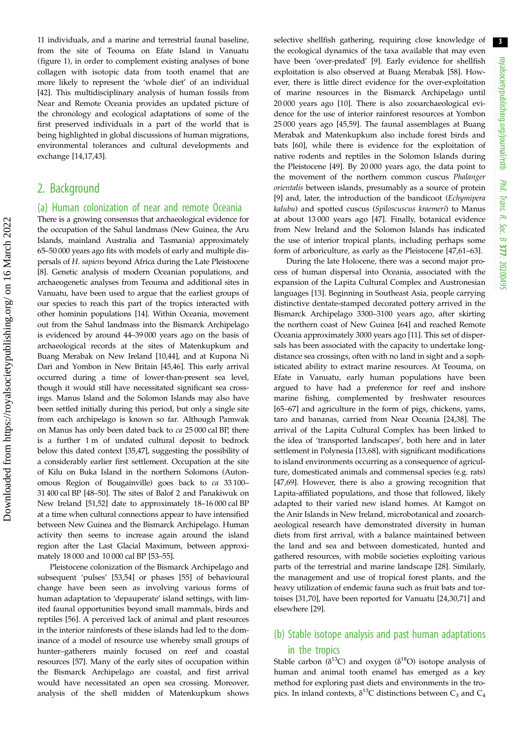11 individuals, and a marine and terrestrial faunal baseline, from the site of Teouma on Efate Island in Vanuatu (figure 1), in order to complement existing analyses of bone collagen with isotopic data from tooth enamel that are more likely to represent the 'whole diet' of an individual [42]. This multidisciplinary analysis of human fossils from Near and Remote Oceania provides an updated picture of the chronology and ecological adaptations of some of the first preserved individuals in a part of the world that is being highlighted in global discussions of human migrations, environmental tolerances and cultural developments and exchange [14,17,43].

## 2. Background

### (a) Human colonization of near and remote Oceania

There is a growing consensus that archaeological evidence for the occupation of the Sahul landmass (New Guinea, the Aru Islands, mainland Australia and Tasmania) approximately 65–50 000 years ago fits with models of early and multiple dispersals of *H. sapiens* beyond Africa during the Late Pleistocene [8]. Genetic analysis of modern Oceanian populations, and archaeogenetic analyses from Teouma and additional sites in Vanuatu, have been used to argue that the earliest groups of our species to reach this part of the tropics interacted with other hominin populations [14]. Within Oceania, movement out from the Sahul landmass into the Bismarck Archipelago is evidenced by around 44–39 000 years ago on the basis of archaeological records at the sites of Matenkupkum and Buang Merabak on New Ireland [10,44], and at Kupona Ni Dari and Yombon in New Britain [45,46]. This early arrival occurred during a time of lower-than-present sea level, though it would still have necessitated significant sea crossings. Manus Island and the Solomon Islands may also have been settled initially during this period, but only a single site from each archipelago is known so far. Although Pamwak on Manus has only been dated back to *ca* 25 000 cal BP, there is a further 1 m of undated cultural deposit to bedrock below this dated context [35,47], suggesting the possibility of a considerably earlier first settlement. Occupation at the site of Kilu on Buka Island in the northern Solomons (Autonomous Region of Bougainville) goes back to *ca* 33 100–31 400 cal BP [48–50]. The sites of Balof 2 and Panakiwuk on New Ireland [51,52] date to approximately 18–16 000 cal BP at a time when cultural connections appear to have intensified between New Guinea and the Bismarck Archipelago. Human activity then seems to increase again around the island region after the Last Glacial Maximum, between approximately 18 000 and 10 000 cal BP [53–55].

Pleistocene colonization of the Bismarck Archipelago and subsequent 'pulses' [53,54] or phases [55] of behavioural change have been seen as involving various forms of human adaptation to 'depauperate' island settings, with limited faunal opportunities beyond small mammals, birds and reptiles [56]. A perceived lack of animal and plant resources in the interior rainforests of these islands had led to the dominance of a model of resource use whereby small groups of hunter–gatherers mainly focused on reef and coastal resources [57]. Many of the early sites of occupation within the Bismarck Archipelago are coastal, and first arrival would have necessitated an open sea crossing. Moreover, analysis of the shell midden of Matenkupkum shows selective shellfish gathering, requiring close knowledge of the ecological dynamics of the taxa available that may even have been 'over-predated' [9]. Early evidence for shellfish exploitation is also observed at Buang Merabak [58]. However, there is little direct evidence for the over-exploitation of marine resources in the Bismarck Archipelago until 20 000 years ago [10]. There is also zooarchaeological evidence for the use of interior rainforest resources at Yombon 25 000 years ago [45,59]. The faunal assemblages at Buang Merabak and Matenkupkum also include forest birds and bats [60], while there is evidence for the exploitation of native rodents and reptiles in the Solomon Islands during the Pleistocene [49]. By 20 000 years ago, the data point to the movement of the northern common cuscus *Phalanger orientalis* between islands, presumably as a source of protein [9] and, later, the introduction of the bandicoot (*Echymipera kalubu*) and spotted cuscus (*Spiloscuscus kraemeri*) to Manus at about 13 000 years ago [47]. Finally, botanical evidence from New Ireland and the Solomon Islands has indicated the use of interior tropical plants, including perhaps some form of arboriculture, as early as the Pleistocene [47,61–63].

During the late Holocene, there was a second major process of human dispersal into Oceania, associated with the expansion of the Lapita Cultural Complex and Austronesian languages [13]. Beginning in Southeast Asia, people carrying distinctive dentate-stamped decorated pottery arrived in the Bismarck Archipelago 3300–3100 years ago, after skirting the northern coast of New Guinea [64] and reached Remote Oceania approximately 3000 years ago [11]. This set of dispersals has been associated with the capacity to undertake long-distance sea crossings, often with no land in sight and a sophisticated ability to extract marine resources. At Teouma, on Efate in Vanuatu, early human populations have been argued to have had a preference for reef and inshore marine fishing, complemented by freshwater resources [65–67] and agriculture in the form of pigs, chickens, yams, taro and bananas, carried from Near Oceania [24,38]. The arrival of the Lapita Cultural Complex has been linked to the idea of 'transported landscapes', both here and in later settlement in Polynesia [13,68], with significant modifications to island environments occurring as a consequence of agriculture, domesticated animals and commensal species (e.g. rats) [47,69]. However, there is also a growing recognition that Lapita-affiliated populations, and those that followed, likely adapted to their varied new island homes. At Kamgot on the Anir Islands in New Ireland, microbotanical and zooarchaeological research have demonstrated diversity in human diets from first arrival, with a balance maintained between the land and sea and between domesticated, hunted and gathered resources, with mobile societies exploiting various parts of the terrestrial and marine landscape [28]. Similarly, the management and use of tropical forest plants, and the heavy utilization of endemic fauna such as fruit bats and tortoises [31,70], have been reported for Vanuatu [24,30,71] and elsewhere [29].

### (b) Stable isotope analysis and past human adaptations in the tropics

Stable carbon ($\delta^{13}C$) and oxygen ($\delta^{18}O$) isotope analysis of human and animal tooth enamel has emerged as a key method for exploring past diets and environments in the tropics. In inland contexts, $\delta^{13}C$ distinctions between $C_3$ and $C_4$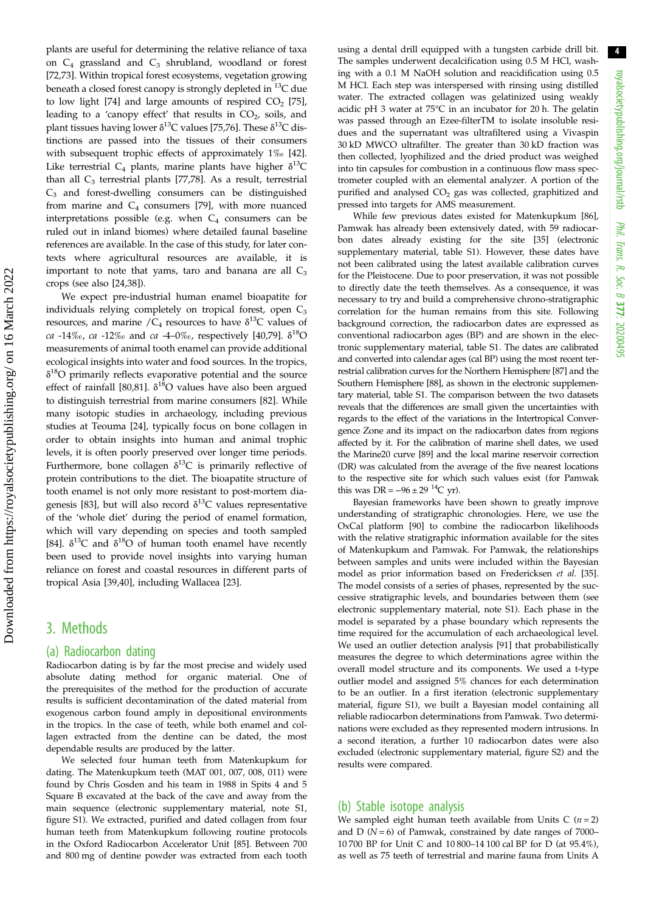plants are useful for determining the relative reliance of taxa on $C_4$ grassland and $C_3$ shrubland, woodland or forest [72,73]. Within tropical forest ecosystems, vegetation growing beneath a closed forest canopy is strongly depleted in $^{13}C$ due to low light [74] and large amounts of respired $CO_2$ [75], leading to a 'canopy effect' that results in $CO_2$, soils, and plant tissues having lower $\delta^{13}C$ values [75,76]. These $\delta^{13}C$ distinctions are passed into the tissues of their consumers with subsequent trophic effects of approximately 1‰ [42]. Like terrestrial $C_4$ plants, marine plants have higher $\delta^{13}C$ than all $C_3$ terrestrial plants [77,78]. As a result, terrestrial $C_3$ and forest-dwelling consumers can be distinguished from marine and $C_4$ consumers [79], with more nuanced interpretations possible (e.g. when $C_4$ consumers can be ruled out in inland biomes) where detailed faunal baseline references are available. In the case of this study, for later contexts where agricultural resources are available, it is important to note that yams, taro and banana are all $C_3$ crops (see also [24,38]).

We expect pre-industrial human enamel bioapatite for individuals relying completely on tropical forest, open $C_3$ resources, and marine /$C_4$ resources to have $\delta^{13}C$ values of *ca* -14‰, *ca* -12‰ and *ca* -4–0‰, respectively [40,79]. $\delta^{18}O$ measurements of animal tooth enamel can provide additional ecological insights into water and food sources. In the tropics, $\delta^{18}O$ primarily reflects evaporative potential and the source effect of rainfall [80,81]. $\delta^{18}O$ values have also been argued to distinguish terrestrial from marine consumers [82]. While many isotopic studies in archaeology, including previous studies at Teouma [24], typically focus on bone collagen in order to obtain insights into human and animal trophic levels, it is often poorly preserved over longer time periods. Furthermore, bone collagen $\delta^{13}C$ is primarily reflective of protein contributions to the diet. The bioapatite structure of tooth enamel is not only more resistant to post-mortem diagenesis [83], but will also record $\delta^{13}C$ values representative of the 'whole diet' during the period of enamel formation, which will vary depending on species and tooth sampled [84]. $\delta^{13}C$ and $\delta^{18}O$ of human tooth enamel have recently been used to provide novel insights into varying human reliance on forest and coastal resources in different parts of tropical Asia [39,40], including Wallacea [23].

## 3. Methods

### (a) Radiocarbon dating

Radiocarbon dating is by far the most precise and widely used absolute dating method for organic material. One of the prerequisites of the method for the production of accurate results is sufficient decontamination of the dated material from exogenous carbon found amply in depositional environments in the tropics. In the case of teeth, while both enamel and collagen extracted from the dentine can be dated, the most dependable results are produced by the latter.

We selected four human teeth from Matenkupkum for dating. The Matenkupkum teeth (MAT 001, 007, 008, 011) were found by Chris Gosden and his team in 1988 in Spits 4 and 5 Square B excavated at the back of the cave and away from the main sequence (electronic supplementary material, note S1, figure S1). We extracted, purified and dated collagen from four human teeth from Matenkupkum following routine protocols in the Oxford Radiocarbon Accelerator Unit [85]. Between 700 and 800 mg of dentine powder was extracted from each tooth using a dental drill equipped with a tungsten carbide drill bit. The samples underwent decalcification using 0.5 M HCl, washing with a 0.1 M NaOH solution and reacidification using 0.5 M HCl. Each step was interspersed with rinsing using distilled water. The extracted collagen was gelatinized using weakly acidic pH 3 water at 75°C in an incubator for 20 h. The gelatin was passed through an Ezee-filterTM to isolate insoluble residues and the supernatant was ultrafiltered using a Vivaspin 30 kD MWCO ultrafilter. The greater than 30 kD fraction was then collected, lyophilized and the dried product was weighed into tin capsules for combustion in a continuous flow mass spectrometer coupled with an elemental analyzer. A portion of the purified and analysed $CO_2$ gas was collected, graphitized and pressed into targets for AMS measurement.

While few previous dates existed for Matenkupkum [86], Pamwak has already been extensively dated, with 59 radiocarbon dates already existing for the site [35] (electronic supplementary material, table S1). However, these dates have not been calibrated using the latest available calibration curves for the Pleistocene. Due to poor preservation, it was not possible to directly date the teeth themselves. As a consequence, it was necessary to try and build a comprehensive chrono-stratigraphic correlation for the human remains from this site. Following background correction, the radiocarbon dates are expressed as conventional radiocarbon ages (BP) and are shown in the electronic supplementary material, table S1. The dates are calibrated and converted into calendar ages (cal BP) using the most recent terrestrial calibration curves for the Northern Hemisphere [87] and the Southern Hemisphere [88], as shown in the electronic supplementary material, table S1. The comparison between the two datasets reveals that the differences are small given the uncertainties with regards to the effect of the variations in the Intertropical Convergence Zone and its impact on the radiocarbon dates from regions affected by it. For the calibration of marine shell dates, we used the Marine20 curve [89] and the local marine reservoir correction (DR) was calculated from the average of the five nearest locations to the respective site for which such values exist (for Pamwak this was DR = −96 ± 29 $^{14}C$ yr).

Bayesian frameworks have been shown to greatly improve understanding of stratigraphic chronologies. Here, we use the OxCal platform [90] to combine the radiocarbon likelihoods with the relative stratigraphic information available for the sites of Matenkupkum and Pamwak. For Pamwak, the relationships between samples and units were included within the Bayesian model as prior information based on Fredericksen *et al.* [35]. The model consists of a series of phases, represented by the successive stratigraphic levels, and boundaries between them (see electronic supplementary material, note S1). Each phase in the model is separated by a phase boundary which represents the time required for the accumulation of each archaeological level. We used an outlier detection analysis [91] that probabilistically measures the degree to which determinations agree within the overall model structure and its components. We used a t-type outlier model and assigned 5% chances for each determination to be an outlier. In a first iteration (electronic supplementary material, figure S1), we built a Bayesian model containing all reliable radiocarbon determinations from Pamwak. Two determinations were excluded as they represented modern intrusions. In a second iteration, a further 10 radiocarbon dates were also excluded (electronic supplementary material, figure S2) and the results were compared.

### (b) Stable isotope analysis

We sampled eight human teeth available from Units C ($n = 2$) and D ($N = 6$) of Pamwak, constrained by date ranges of 7000–10 700 BP for Unit C and 10 800–14 100 cal BP for D (at 95.4%), as well as 75 teeth of terrestrial and marine fauna from Units A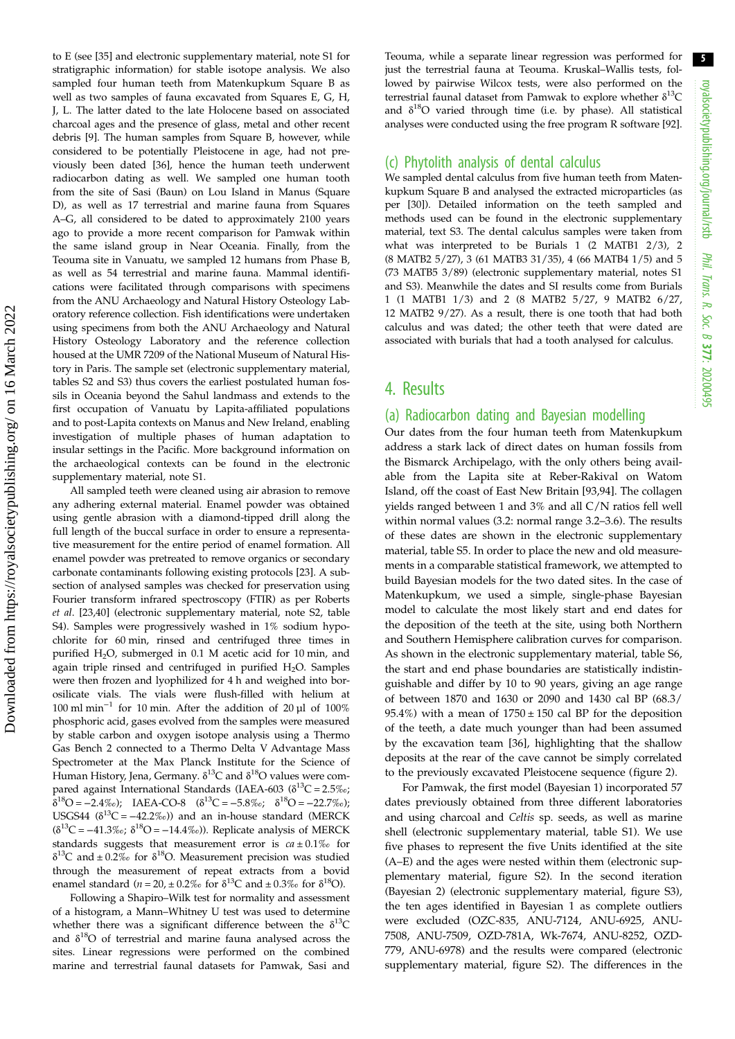to E (see [35] and electronic supplementary material, note S1 for stratigraphic information) for stable isotope analysis. We also sampled four human teeth from Matenkupkum Square B as well as two samples of fauna excavated from Squares E, G, H, J, L. The latter dated to the late Holocene based on associated charcoal ages and the presence of glass, metal and other recent debris [9]. The human samples from Square B, however, while considered to be potentially Pleistocene in age, had not previously been dated [36], hence the human teeth underwent radiocarbon dating as well. We sampled one human tooth from the site of Sasi (Baun) on Lou Island in Manus (Square D), as well as 17 terrestrial and marine fauna from Squares A–G, all considered to be dated to approximately 2100 years ago to provide a more recent comparison for Pamwak within the same island group in Near Oceania. Finally, from the Teouma site in Vanuatu, we sampled 12 humans from Phase B, as well as 54 terrestrial and marine fauna. Mammal identifications were facilitated through comparisons with specimens from the ANU Archaeology and Natural History Osteology Laboratory reference collection. Fish identifications were undertaken using specimens from both the ANU Archaeology and Natural History Osteology Laboratory and the reference collection housed at the UMR 7209 of the National Museum of Natural History in Paris. The sample set (electronic supplementary material, tables S2 and S3) thus covers the earliest postulated human fossils in Oceania beyond the Sahul landmass and extends to the first occupation of Vanuatu by Lapita-affiliated populations and to post-Lapita contexts on Manus and New Ireland, enabling investigation of multiple phases of human adaptation to insular settings in the Pacific. More background information on the archaeological contexts can be found in the electronic supplementary material, note S1.

All sampled teeth were cleaned using air abrasion to remove any adhering external material. Enamel powder was obtained using gentle abrasion with a diamond-tipped drill along the full length of the buccal surface in order to ensure a representative measurement for the entire period of enamel formation. All enamel powder was pretreated to remove organics or secondary carbonate contaminants following existing protocols [23]. A subsection of analysed samples was checked for preservation using Fourier transform infrared spectroscopy (FTIR) as per Roberts *et al*. [23,40] (electronic supplementary material, note S2, table S4). Samples were progressively washed in 1% sodium hypochlorite for 60 min, rinsed and centrifuged three times in purified $H_2O$, submerged in 0.1 M acetic acid for 10 min, and again triple rinsed and centrifuged in purified $H_2O$. Samples were then frozen and lyophilized for 4 h and weighed into borosilicate vials. The vials were flush-filled with helium at 100 ml min$^{-1}$ for 10 min. After the addition of 20 µl of 100% phosphoric acid, gases evolved from the samples were measured by stable carbon and oxygen isotope analysis using a Thermo Gas Bench 2 connected to a Thermo Delta V Advantage Mass Spectrometer at the Max Planck Institute for the Science of Human History, Jena, Germany. $\delta^{13}C$ and $\delta^{18}O$ values were compared against International Standards (IAEA-603 ($\delta^{13}C = 2.5‰$; $\delta^{18}O = -2.4‰$); IAEA-CO-8 ($\delta^{13}C = -5.8‰$; $\delta^{18}O = -22.7‰$); USGS44 ($\delta^{13}C = -42.2‰$)) and an in-house standard (MERCK ($\delta^{13}C = -41.3‰$; $\delta^{18}O = -14.4‰$)). Replicate analysis of MERCK standards suggests that measurement error is *ca* ± 0.1‰ for $\delta^{13}C$ and ± 0.2‰ for $\delta^{18}O$. Measurement precision was studied through the measurement of repeat extracts from a bovid enamel standard ($n = 20$, ± 0.2‰ for $\delta^{13}C$ and ± 0.3‰ for $\delta^{18}O$).

Following a Shapiro–Wilk test for normality and assessment of a histogram, a Mann–Whitney U test was used to determine whether there was a significant difference between the $\delta^{13}C$ and $\delta^{18}O$ of terrestrial and marine fauna analysed across the sites. Linear regressions were performed on the combined marine and terrestrial faunal datasets for Pamwak, Sasi and Teouma, while a separate linear regression was performed for just the terrestrial fauna at Teouma. Kruskal–Wallis tests, followed by pairwise Wilcox tests, were also performed on the terrestrial faunal dataset from Pamwak to explore whether $\delta^{13}C$ and $\delta^{18}O$ varied through time (i.e. by phase). All statistical analyses were conducted using the free program R software [92].

## (c) Phytolith analysis of dental calculus

We sampled dental calculus from five human teeth from Matenkupkum Square B and analysed the extracted microparticles (as per [30]). Detailed information on the teeth sampled and methods used can be found in the electronic supplementary material, text S3. The dental calculus samples were taken from what was interpreted to be Burials 1 (2 MATB1 2/3), 2 (8 MATB2 5/27), 3 (61 MATB3 31/35), 4 (66 MATB4 1/5) and 5 (73 MATB5 3/89) (electronic supplementary material, notes S1 and S3). Meanwhile the dates and SI results come from Burials 1 (1 MATB1 1/3) and 2 (8 MATB2 5/27, 9 MATB2 6/27, 12 MATB2 9/27). As a result, there is one tooth that had both calculus and was dated; the other teeth that were dated are associated with burials that had a tooth analysed for calculus.

# 4. Results

## (a) Radiocarbon dating and Bayesian modelling

Our dates from the four human teeth from Matenkupkum address a stark lack of direct dates on human fossils from the Bismarck Archipelago, with the only others being available from the Lapita site at Reber-Rakival on Watom Island, off the coast of East New Britain [93,94]. The collagen yields ranged between 1 and 3% and all C/N ratios fell well within normal values (3.2: normal range 3.2–3.6). The results of these dates are shown in the electronic supplementary material, table S5. In order to place the new and old measurements in a comparable statistical framework, we attempted to build Bayesian models for the two dated sites. In the case of Matenkupkum, we used a simple, single-phase Bayesian model to calculate the most likely start and end dates for the deposition of the teeth at the site, using both Northern and Southern Hemisphere calibration curves for comparison. As shown in the electronic supplementary material, table S6, the start and end phase boundaries are statistically indistinguishable and differ by 10 to 90 years, giving an age range of between 1870 and 1630 or 2090 and 1430 cal BP (68.3/95.4%) with a mean of 1750 ± 150 cal BP for the deposition of the teeth, a date much younger than had been assumed by the excavation team [36], highlighting that the shallow deposits at the rear of the cave cannot be simply correlated to the previously excavated Pleistocene sequence (figure 2).

For Pamwak, the first model (Bayesian 1) incorporated 57 dates previously obtained from three different laboratories and using charcoal and *Celtis* sp. seeds, as well as marine shell (electronic supplementary material, table S1). We use five phases to represent the five Units identified at the site (A–E) and the ages were nested within them (electronic supplementary material, figure S2). In the second iteration (Bayesian 2) (electronic supplementary material, figure S3), the ten ages identified in Bayesian 1 as complete outliers were excluded (OZC-835, ANU-7124, ANU-6925, ANU-7508, ANU-7509, OZD-781A, Wk-7674, ANU-8252, OZD-779, ANU-6978) and the results were compared (electronic supplementary material, figure S2). The differences in the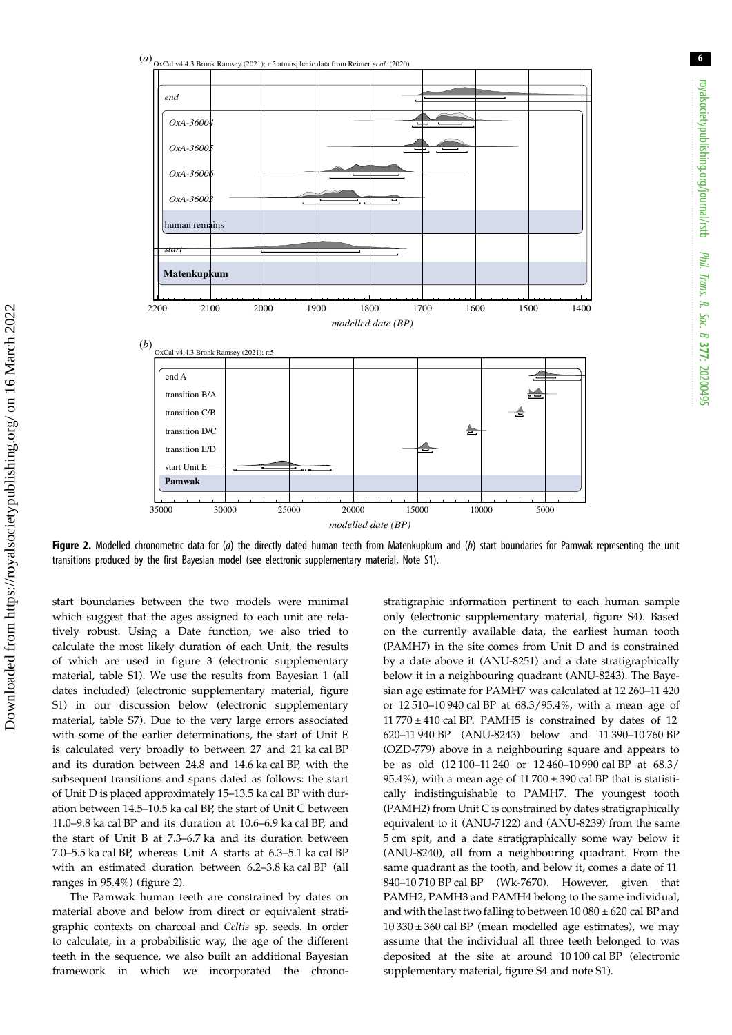**Figure 2.** Modelled chronometric data for (*a*) the directly dated human teeth from Matenkupkum and (*b*) start boundaries for Pamwak representing the unit transitions produced by the first Bayesian model (see electronic supplementary material, Note S1).

start boundaries between the two models were minimal which suggest that the ages assigned to each unit are relatively robust. Using a Date function, we also tried to calculate the most likely duration of each Unit, the results of which are used in figure 3 (electronic supplementary material, table S1). We use the results from Bayesian 1 (all dates included) (electronic supplementary material, figure S1) in our discussion below (electronic supplementary material, table S7). Due to the very large errors associated with some of the earlier determinations, the start of Unit E is calculated very broadly to between 27 and 21 ka cal BP and its duration between 24.8 and 14.6 ka cal BP, with the subsequent transitions and spans dated as follows: the start of Unit D is placed approximately 15–13.5 ka cal BP with duration between 14.5–10.5 ka cal BP, the start of Unit C between 11.0–9.8 ka cal BP and its duration at 10.6–6.9 ka cal BP, and the start of Unit B at 7.3–6.7 ka and its duration between 7.0–5.5 ka cal BP, whereas Unit A starts at 6.3–5.1 ka cal BP with an estimated duration between 6.2–3.8 ka cal BP (all ranges in 95.4%) (figure 2).

The Pamwak human teeth are constrained by dates on material above and below from direct or equivalent stratigraphic contexts on charcoal and *Celtis* sp. seeds. In order to calculate, in a probabilistic way, the age of the different teeth in the sequence, we also built an additional Bayesian framework in which we incorporated the chronostratigraphic information pertinent to each human sample only (electronic supplementary material, figure S4). Based on the currently available data, the earliest human tooth (PAMH7) in the site comes from Unit D and is constrained by a date above it (ANU-8251) and a date stratigraphically below it in a neighbouring quadrant (ANU-8243). The Bayesian age estimate for PAMH7 was calculated at 12 260–11 420 or 12 510–10 940 cal BP at 68.3/95.4%, with a mean age of 11 770 ± 410 cal BP. PAMH5 is constrained by dates of 12 620–11 940 BP (ANU-8243) below and 11 390–10 760 BP (OZD-779) above in a neighbouring square and appears to be as old (12 100–11 240 or 12 460–10 990 cal BP at 68.3/95.4%), with a mean age of 11 700 ± 390 cal BP that is statistically indistinguishable to PAMH7. The youngest tooth (PAMH2) from Unit C is constrained by dates stratigraphically equivalent to it (ANU-7122) and (ANU-8239) from the same 5 cm spit, and a date stratigraphically some way below it (ANU-8240), all from a neighbouring quadrant. From the same quadrant as the tooth, and below it, comes a date of 11 840–10 710 BP cal BP (Wk-7670). However, given that PAMH2, PAMH3 and PAMH4 belong to the same individual, and with the last two falling to between 10 080 ± 620 cal BP and 10 330 ± 360 cal BP (mean modelled age estimates), we may assume that the individual all three teeth belonged to was deposited at the site at around 10 100 cal BP (electronic supplementary material, figure S4 and note S1).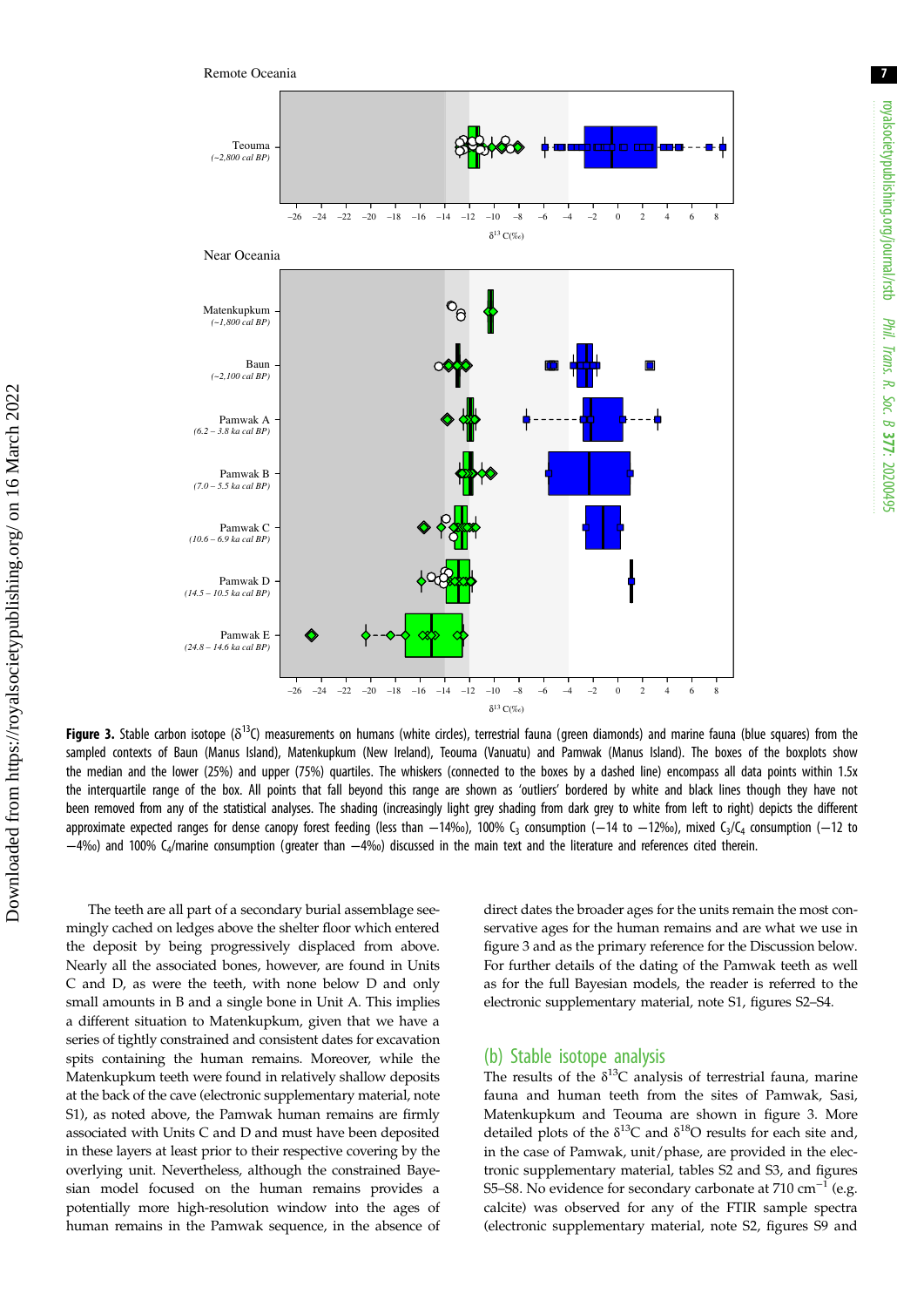**Figure 3.** Stable carbon isotope ($\delta^{13}C$) measurements on humans (white circles), terrestrial fauna (green diamonds) and marine fauna (blue squares) from the sampled contexts of Baun (Manus Island), Matenkupkum (New Ireland), Teouma (Vanuatu) and Pamwak (Manus Island). The boxes of the boxplots show the median and the lower (25%) and upper (75%) quartiles. The whiskers (connected to the boxes by a dashed line) encompass all data points within 1.5x the interquartile range of the box. All points that fall beyond this range are shown as 'outliers' bordered by white and black lines though they have not been removed from any of the statistical analyses. The shading (increasingly light grey shading from dark grey to white from left to right) depicts the different approximate expected ranges for dense canopy forest feeding (less than −14‰), 100% $C_3$ consumption (−14 to −12‰), mixed $C_3/C_4$ consumption (−12 to −4‰) and 100% $C_4$/marine consumption (greater than −4‰) discussed in the main text and the literature and references cited therein.

The teeth are all part of a secondary burial assemblage seemingly cached on ledges above the shelter floor which entered the deposit by being progressively displaced from above. Nearly all the associated bones, however, are found in Units C and D, as were the teeth, with none below D and only small amounts in B and a single bone in Unit A. This implies a different situation to Matenkupkum, given that we have a series of tightly constrained and consistent dates for excavation spits containing the human remains. Moreover, while the Matenkupkum teeth were found in relatively shallow deposits at the back of the cave (electronic supplementary material, note S1), as noted above, the Pamwak human remains are firmly associated with Units C and D and must have been deposited in these layers at least prior to their respective covering by the overlying unit. Nevertheless, although the constrained Bayesian model focused on the human remains provides a potentially more high-resolution window into the ages of human remains in the Pamwak sequence, in the absence of direct dates the broader ages for the units remain the most conservative ages for the human remains and are what we use in figure 3 and as the primary reference for the Discussion below. For further details of the dating of the Pamwak teeth as well as for the full Bayesian models, the reader is referred to the electronic supplementary material, note S1, figures S2–S4.

## (b) Stable isotope analysis

The results of the $\delta^{13}C$ analysis of terrestrial fauna, marine fauna and human teeth from the sites of Pamwak, Sasi, Matenkupkum and Teouma are shown in figure 3. More detailed plots of the $\delta^{13}C$ and $\delta^{18}O$ results for each site and, in the case of Pamwak, unit/phase, are provided in the electronic supplementary material, tables S2 and S3, and figures S5–S8. No evidence for secondary carbonate at 710 $cm^{-1}$ (e.g. calcite) was observed for any of the FTIR sample spectra (electronic supplementary material, note S2, figures S9 and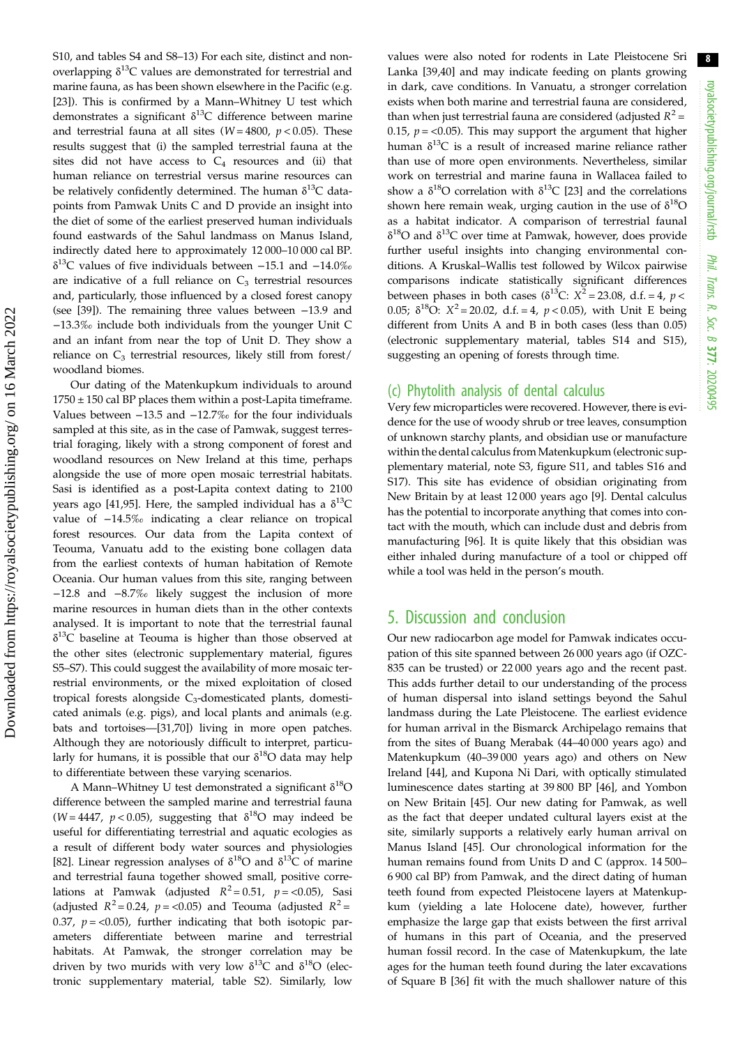S10, and tables S4 and S8–13) For each site, distinct and non-overlapping $\delta^{13}C$ values are demonstrated for terrestrial and marine fauna, as has been shown elsewhere in the Pacific (e.g. [23]). This is confirmed by a Mann–Whitney U test which demonstrates a significant $\delta^{13}C$ difference between marine and terrestrial fauna at all sites ($W = 4800$, $p < 0.05$). These results suggest that (i) the sampled terrestrial fauna at the sites did not have access to $C_4$ resources and (ii) that human reliance on terrestrial versus marine resources can be relatively confidently determined. The human $\delta^{13}C$ datapoints from Pamwak Units C and D provide an insight into the diet of some of the earliest preserved human individuals found eastwards of the Sahul landmass on Manus Island, indirectly dated here to approximately 12 000–10 000 cal BP. $\delta^{13}C$ values of five individuals between −15.1 and −14.0‰ are indicative of a full reliance on $C_3$ terrestrial resources and, particularly, those influenced by a closed forest canopy (see [39]). The remaining three values between −13.9 and −13.3‰ include both individuals from the younger Unit C and an infant from near the top of Unit D. They show a reliance on $C_3$ terrestrial resources, likely still from forest/woodland biomes.

Our dating of the Matenkupkum individuals to around 1750 ± 150 cal BP places them within a post-Lapita timeframe. Values between −13.5 and −12.7‰ for the four individuals sampled at this site, as in the case of Pamwak, suggest terrestrial foraging, likely with a strong component of forest and woodland resources on New Ireland at this time, perhaps alongside the use of more open mosaic terrestrial habitats. Sasi is identified as a post-Lapita context dating to 2100 years ago [41,95]. Here, the sampled individual has a $\delta^{13}C$ value of −14.5‰ indicating a clear reliance on tropical forest resources. Our data from the Lapita context of Teouma, Vanuatu add to the existing bone collagen data from the earliest contexts of human habitation of Remote Oceania. Our human values from this site, ranging between −12.8 and −8.7‰ likely suggest the inclusion of more marine resources in human diets than in the other contexts analysed. It is important to note that the terrestrial faunal $\delta^{13}C$ baseline at Teouma is higher than those observed at the other sites (electronic supplementary material, figures S5–S7). This could suggest the availability of more mosaic terrestrial environments, or the mixed exploitation of closed tropical forests alongside $C_3$-domesticated plants, domesticated animals (e.g. pigs), and local plants and animals (e.g. bats and tortoises—[31,70]) living in more open patches. Although they are notoriously difficult to interpret, particularly for humans, it is possible that our $\delta^{18}O$ data may help to differentiate between these varying scenarios.

A Mann–Whitney U test demonstrated a significant $\delta^{18}O$ difference between the sampled marine and terrestrial fauna ($W = 4447$, $p < 0.05$), suggesting that $\delta^{18}O$ may indeed be useful for differentiating terrestrial and aquatic ecologies as a result of different body water sources and physiologies [82]. Linear regression analyses of $\delta^{18}O$ and $\delta^{13}C$ of marine and terrestrial fauna together showed small, positive correlations at Pamwak (adjusted $R^2 = 0.51$, $p = <0.05$), Sasi (adjusted $R^2 = 0.24$, $p = <0.05$) and Teouma (adjusted $R^2 = 0.37$, $p = <0.05$), further indicating that both isotopic parameters differentiate between marine and terrestrial habitats. At Pamwak, the stronger correlation may be driven by two murids with very low $\delta^{13}C$ and $\delta^{18}O$ (electronic supplementary material, table S2). Similarly, low values were also noted for rodents in Late Pleistocene Sri Lanka [39,40] and may indicate feeding on plants growing in dark, cave conditions. In Vanuatu, a stronger correlation exists when both marine and terrestrial fauna are considered, than when just terrestrial fauna are considered (adjusted $R^2 = 0.15$, $p = <0.05$). This may support the argument that higher human $\delta^{13}C$ is a result of increased marine reliance rather than use of more open environments. Nevertheless, similar work on terrestrial and marine fauna in Wallacea failed to show a $\delta^{18}O$ correlation with $\delta^{13}C$ [23] and the correlations shown here remain weak, urging caution in the use of $\delta^{18}O$ as a habitat indicator. A comparison of terrestrial faunal $\delta^{18}O$ and $\delta^{13}C$ over time at Pamwak, however, does provide further useful insights into changing environmental conditions. A Kruskal–Wallis test followed by Wilcox pairwise comparisons indicate statistically significant differences between phases in both cases ($\delta^{13}C$: $X^2 = 23.08$, d.f. = 4, $p < 0.05$; $\delta^{18}O$: $X^2 = 20.02$, d.f. = 4, $p < 0.05$), with Unit E being different from Units A and B in both cases (less than 0.05) (electronic supplementary material, tables S14 and S15), suggesting an opening of forests through time.

### (c) Phytolith analysis of dental calculus

Very few microparticles were recovered. However, there is evidence for the use of woody shrub or tree leaves, consumption of unknown starchy plants, and obsidian use or manufacture within the dental calculus from Matenkupkum (electronic supplementary material, note S3, figure S11, and tables S16 and S17). This site has evidence of obsidian originating from New Britain by at least 12 000 years ago [9]. Dental calculus has the potential to incorporate anything that comes into contact with the mouth, which can include dust and debris from manufacturing [96]. It is quite likely that this obsidian was either inhaled during manufacture of a tool or chipped off while a tool was held in the person's mouth.

## 5. Discussion and conclusion

Our new radiocarbon age model for Pamwak indicates occupation of this site spanned between 26 000 years ago (if OZC-835 can be trusted) or 22 000 years ago and the recent past. This adds further detail to our understanding of the process of human dispersal into island settings beyond the Sahul landmass during the Late Pleistocene. The earliest evidence for human arrival in the Bismarck Archipelago remains that from the sites of Buang Merabak (44–40 000 years ago) and Matenkupkum (40–39 000 years ago) and others on New Ireland [44], and Kupona Ni Dari, with optically stimulated luminescence dates starting at 39 800 BP [46], and Yombon on New Britain [45]. Our new dating for Pamwak, as well as the fact that deeper undated cultural layers exist at the site, similarly supports a relatively early human arrival on Manus Island [45]. Our chronological information for the human remains found from Units D and C (approx. 14 500–6 900 cal BP) from Pamwak, and the direct dating of human teeth found from expected Pleistocene layers at Matenkupkum (yielding a late Holocene date), however, further emphasize the large gap that exists between the first arrival of humans in this part of Oceania, and the preserved human fossil record. In the case of Matenkupkum, the late ages for the human teeth found during the later excavations of Square B [36] fit with the much shallower nature of this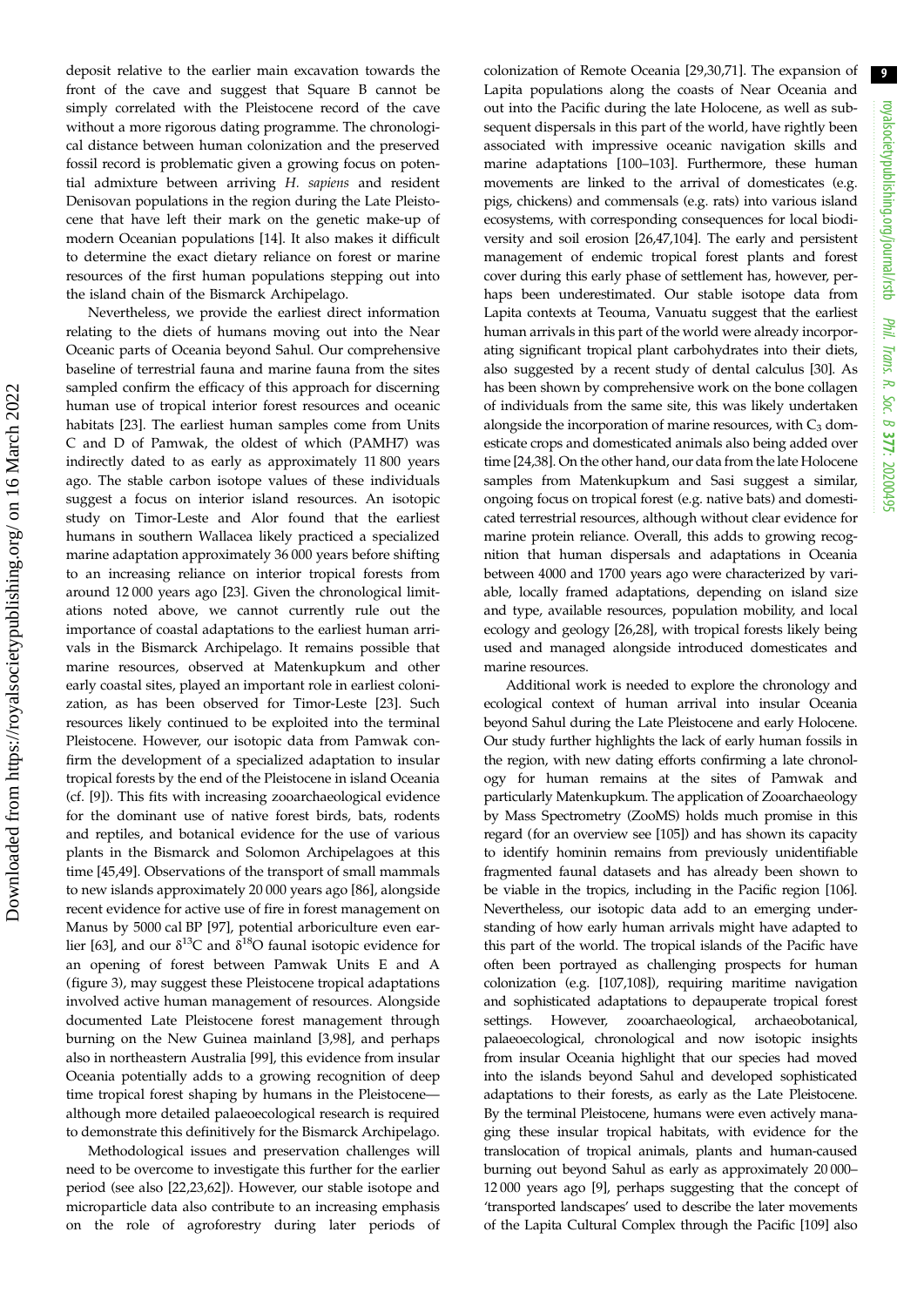deposit relative to the earlier main excavation towards the front of the cave and suggest that Square B cannot be simply correlated with the Pleistocene record of the cave without a more rigorous dating programme. The chronological distance between human colonization and the preserved fossil record is problematic given a growing focus on potential admixture between arriving *H. sapiens* and resident Denisovan populations in the region during the Late Pleistocene that have left their mark on the genetic make-up of modern Oceanian populations [14]. It also makes it difficult to determine the exact dietary reliance on forest or marine resources of the first human populations stepping out into the island chain of the Bismarck Archipelago.

Nevertheless, we provide the earliest direct information relating to the diets of humans moving out into the Near Oceanic parts of Oceania beyond Sahul. Our comprehensive baseline of terrestrial fauna and marine fauna from the sites sampled confirm the efficacy of this approach for discerning human use of tropical interior forest resources and oceanic habitats [23]. The earliest human samples come from Units C and D of Pamwak, the oldest of which (PAMH7) was indirectly dated to as early as approximately 11 800 years ago. The stable carbon isotope values of these individuals suggest a focus on interior island resources. An isotopic study on Timor-Leste and Alor found that the earliest humans in southern Wallacea likely practiced a specialized marine adaptation approximately 36 000 years before shifting to an increasing reliance on interior tropical forests from around 12 000 years ago [23]. Given the chronological limitations noted above, we cannot currently rule out the importance of coastal adaptations to the earliest human arrivals in the Bismarck Archipelago. It remains possible that marine resources, observed at Matenkupkum and other early coastal sites, played an important role in earliest colonization, as has been observed for Timor-Leste [23]. Such resources likely continued to be exploited into the terminal Pleistocene. However, our isotopic data from Pamwak confirm the development of a specialized adaptation to insular tropical forests by the end of the Pleistocene in island Oceania (cf. [9]). This fits with increasing zooarchaeological evidence for the dominant use of native forest birds, bats, rodents and reptiles, and botanical evidence for the use of various plants in the Bismarck and Solomon Archipelagoes at this time [45,49]. Observations of the transport of small mammals to new islands approximately 20 000 years ago [86], alongside recent evidence for active use of fire in forest management on Manus by 5000 cal BP [97], potential arboriculture even earlier [63], and our $\delta^{13}C$ and $\delta^{18}O$ faunal isotopic evidence for an opening of forest between Pamwak Units E and A (figure 3), may suggest these Pleistocene tropical adaptations involved active human management of resources. Alongside documented Late Pleistocene forest management through burning on the New Guinea mainland [3,98], and perhaps also in northeastern Australia [99], this evidence from insular Oceania potentially adds to a growing recognition of deep time tropical forest shaping by humans in the Pleistocene—although more detailed palaeoecological research is required to demonstrate this definitively for the Bismarck Archipelago.

Methodological issues and preservation challenges will need to be overcome to investigate this further for the earlier period (see also [22,23,62]). However, our stable isotope and microparticle data also contribute to an increasing emphasis on the role of agroforestry during later periods of colonization of Remote Oceania [29,30,71]. The expansion of Lapita populations along the coasts of Near Oceania and out into the Pacific during the late Holocene, as well as subsequent dispersals in this part of the world, have rightly been associated with impressive oceanic navigation skills and marine adaptations [100–103]. Furthermore, these human movements are linked to the arrival of domesticates (e.g. pigs, chickens) and commensals (e.g. rats) into various island ecosystems, with corresponding consequences for local biodiversity and soil erosion [26,47,104]. The early and persistent management of endemic tropical forest plants and forest cover during this early phase of settlement has, however, perhaps been underestimated. Our stable isotope data from Lapita contexts at Teouma, Vanuatu suggest that the earliest human arrivals in this part of the world were already incorporating significant tropical plant carbohydrates into their diets, also suggested by a recent study of dental calculus [30]. As has been shown by comprehensive work on the bone collagen of individuals from the same site, this was likely undertaken alongside the incorporation of marine resources, with $C_3$ domesticate crops and domesticated animals also being added over time [24,38]. On the other hand, our data from the late Holocene samples from Matenkupkum and Sasi suggest a similar, ongoing focus on tropical forest (e.g. native bats) and domesticated terrestrial resources, although without clear evidence for marine protein reliance. Overall, this adds to growing recognition that human dispersals and adaptations in Oceania between 4000 and 1700 years ago were characterized by variable, locally framed adaptations, depending on island size and type, available resources, population mobility, and local ecology and geology [26,28], with tropical forests likely being used and managed alongside introduced domesticates and marine resources.

Additional work is needed to explore the chronology and ecological context of human arrival into insular Oceania beyond Sahul during the Late Pleistocene and early Holocene. Our study further highlights the lack of early human fossils in the region, with new dating efforts confirming a late chronology for human remains at the sites of Pamwak and particularly Matenkupkum. The application of Zooarchaeology by Mass Spectrometry (ZooMS) holds much promise in this regard (for an overview see [105]) and has shown its capacity to identify hominin remains from previously unidentifiable fragmented faunal datasets and has already been shown to be viable in the tropics, including in the Pacific region [106]. Nevertheless, our isotopic data add to an emerging understanding of how early human arrivals might have adapted to this part of the world. The tropical islands of the Pacific have often been portrayed as challenging prospects for human colonization (e.g. [107,108]), requiring maritime navigation and sophisticated adaptations to depauperate tropical forest settings. However, zooarchaeological, archaeobotanical, palaeoecological, chronological and now isotopic insights from insular Oceania highlight that our species had moved into the islands beyond Sahul and developed sophisticated adaptations to their forests, as early as the Late Pleistocene. By the terminal Pleistocene, humans were even actively managing these insular tropical habitats, with evidence for the translocation of tropical animals, plants and human-caused burning out beyond Sahul as early as approximately 20 000–12 000 years ago [9], perhaps suggesting that the concept of 'transported landscapes' used to describe the later movements of the Lapita Cultural Complex through the Pacific [109] also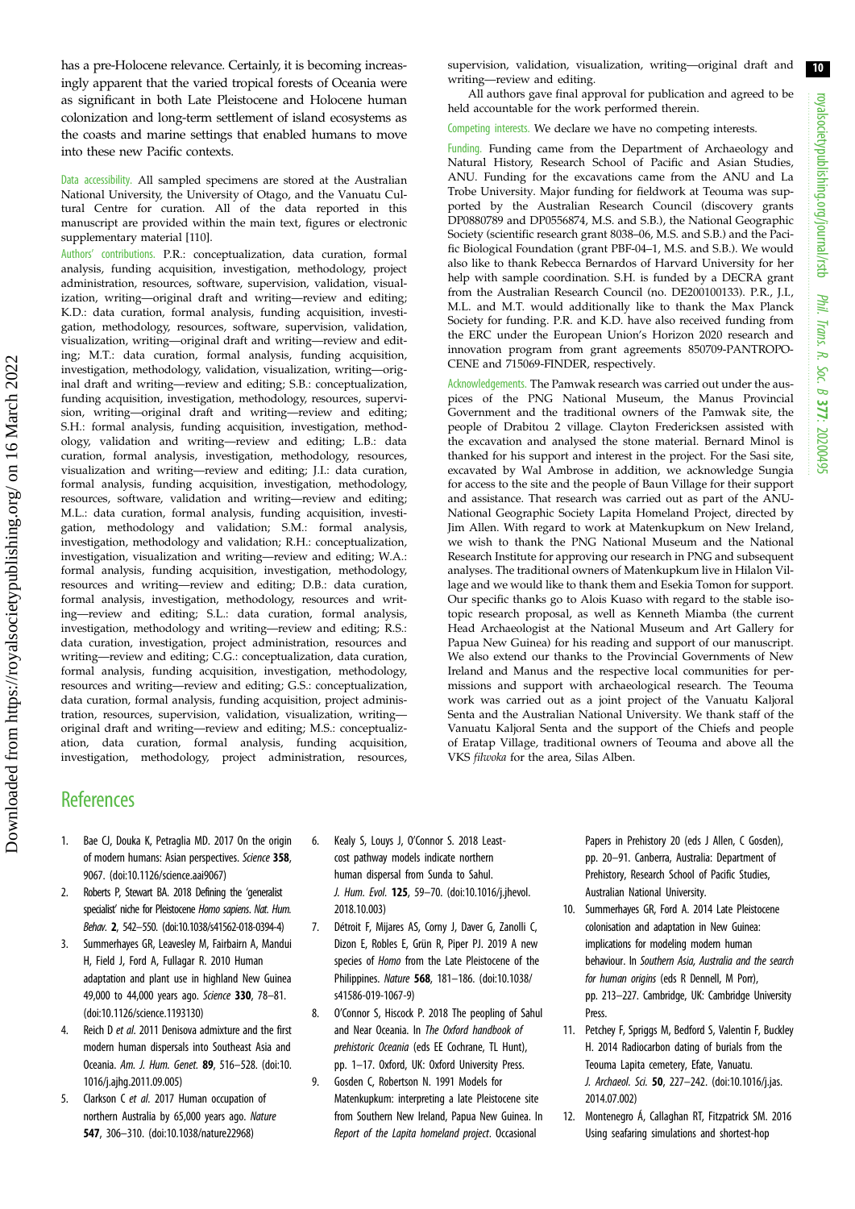has a pre-Holocene relevance. Certainly, it is becoming increasingly apparent that the varied tropical forests of Oceania were as significant in both Late Pleistocene and Holocene human colonization and long-term settlement of island ecosystems as the coasts and marine settings that enabled humans to move into these new Pacific contexts.

Data accessibility. All sampled specimens are stored at the Australian National University, the University of Otago, and the Vanuatu Cultural Centre for curation. All of the data reported in this manuscript are provided within the main text, figures or electronic supplementary material [110].

Authors' contributions. P.R.: conceptualization, data curation, formal analysis, funding acquisition, investigation, methodology, project administration, resources, software, supervision, validation, visualization, writing—original draft and writing—review and editing; K.D.: data curation, formal analysis, funding acquisition, investigation, methodology, resources, software, supervision, validation, visualization, writing—original draft and writing—review and editing; M.T.: data curation, formal analysis, funding acquisition, investigation, methodology, validation, visualization, writing—original draft and writing—review and editing; S.B.: conceptualization, funding acquisition, investigation, methodology, resources, supervision, writing—original draft and writing—review and editing; S.H.: formal analysis, funding acquisition, investigation, methodology, validation and writing—review and editing; L.B.: data curation, formal analysis, investigation, methodology, resources, visualization and writing—review and editing; J.I.: data curation, formal analysis, funding acquisition, investigation, methodology, resources, software, validation and writing—review and editing; M.L.: data curation, formal analysis, funding acquisition, investigation, methodology and validation; S.M.: formal analysis, investigation, methodology and validation; R.H.: conceptualization, investigation, visualization and writing—review and editing; W.A.: formal analysis, funding acquisition, investigation, methodology, resources and writing—review and editing; D.B.: data curation, formal analysis, investigation, methodology, resources and writing—review and editing; S.L.: data curation, formal analysis, investigation, methodology and writing—review and editing; R.S.: data curation, investigation, project administration, resources and writing—review and editing; C.G.: conceptualization, data curation, formal analysis, funding acquisition, investigation, methodology, resources and writing—review and editing; G.S.: conceptualization, data curation, formal analysis, funding acquisition, project administration, resources, supervision, validation, visualization, writing—original draft and writing—review and editing; M.S.: conceptualization, data curation, formal analysis, funding acquisition, investigation, methodology, project administration, resources, supervision, validation, visualization, writing—original draft and writing—review and editing.

All authors gave final approval for publication and agreed to be held accountable for the work performed therein.

Competing interests. We declare we have no competing interests.

Funding. Funding came from the Department of Archaeology and Natural History, Research School of Pacific and Asian Studies, ANU. Funding for the excavations came from the ANU and La Trobe University. Major funding for fieldwork at Teouma was supported by the Australian Research Council (discovery grants DP0880789 and DP0556874, M.S. and S.B.), the National Geographic Society (scientific research grant 8038–06, M.S. and S.B.) and the Pacific Biological Foundation (grant PBF-04–1, M.S. and S.B.). We would also like to thank Rebecca Bernardos of Harvard University for her help with sample coordination. S.H. is funded by a DECRA grant from the Australian Research Council (no. DE200100133). P.R., J.I., M.L. and M.T. would additionally like to thank the Max Planck Society for funding. P.R. and K.D. have also received funding from the ERC under the European Union's Horizon 2020 research and innovation program from grant agreements 850709-PANTROPOCENE and 715069-FINDER, respectively.

Acknowledgements. The Pamwak research was carried out under the auspices of the PNG National Museum, the Manus Provincial Government and the traditional owners of the Pamwak site, the people of Drabitou 2 village. Clayton Fredericksen assisted with the excavation and analysed the stone material. Bernard Minol is thanked for his support and interest in the project. For the Sasi site, excavated by Wal Ambrose in addition, we acknowledge Sungia for access to the site and the people of Baun Village for their support and assistance. That research was carried out as part of the ANU-National Geographic Society Lapita Homeland Project, directed by Jim Allen. With regard to work at Matenkupkum on New Ireland, we wish to thank the PNG National Museum and the National Research Institute for approving our research in PNG and subsequent analyses. The traditional owners of Matenkupkum live in Hilalon Village and we would like to thank them and Esekia Tomon for support. Our specific thanks go to Alois Kuaso with regard to the stable isotopic research proposal, as well as Kenneth Miamba (the current Head Archaeologist at the National Museum and Art Gallery for Papua New Guinea) for his reading and support of our manuscript. We also extend our thanks to the Provincial Governments of New Ireland and Manus and the respective local communities for permissions and support with archaeological research. The Teouma work was carried out as a joint project of the Vanuatu Kaljoral Senta and the Australian National University. We thank staff of the Vanuatu Kaljoral Senta and the support of the Chiefs and people of Eratap Village, traditional owners of Teouma and above all the VKS *filwoka* for the area, Silas Alben.

## References

1. Bae CJ, Douka K, Petraglia MD. 2017 On the origin of modern humans: Asian perspectives. *Science* **358**, 9067. (doi:10.1126/science.aai9067)
2. Roberts P, Stewart BA. 2018 Defining the 'generalist specialist' niche for Pleistocene *Homo sapiens*. *Nat. Hum. Behav.* **2**, 542–550. (doi:10.1038/s41562-018-0394-4)
3. Summerhayes GR, Leavesley M, Fairbairn A, Mandui H, Field J, Ford A, Fullagar R. 2010 Human adaptation and plant use in highland New Guinea 49,000 to 44,000 years ago. *Science* **330**, 78–81. (doi:10.1126/science.1193130)
4. Reich D *et al.* 2011 Denisova admixture and the first modern human dispersals into Southeast Asia and Oceania. *Am. J. Hum. Genet.* **89**, 516–528. (doi:10.1016/j.ajhg.2011.09.005)
5. Clarkson C *et al.* 2017 Human occupation of northern Australia by 65,000 years ago. *Nature* **547**, 306–310. (doi:10.1038/nature22968)
6. Kealy S, Louys J, O'Connor S. 2018 Least-cost pathway models indicate northern human dispersal from Sunda to Sahul. *J. Hum. Evol.* **125**, 59–70. (doi:10.1016/j.jhevol.2018.10.003)
7. Détroit F, Mijares AS, Corny J, Daver G, Zanolli C, Dizon E, Robles E, Grün R, Piper PJ. 2019 A new species of *Homo* from the Late Pleistocene of the Philippines. *Nature* **568**, 181–186. (doi:10.1038/s41586-019-1067-9)
8. O'Connor S, Hiscock P. 2018 The peopling of Sahul and Near Oceania. In *The Oxford handbook of prehistoric Oceania* (eds EE Cochrane, TL Hunt), pp. 1–17. Oxford, UK: Oxford University Press.
9. Gosden C, Robertson N. 1991 Models for Matenkupkum: interpreting a late Pleistocene site from Southern New Ireland, Papua New Guinea. In *Report of the Lapita homeland project*. Occasional Papers in Prehistory 20 (eds J Allen, C Gosden), pp. 20–91. Canberra, Australia: Department of Prehistory, Research School of Pacific Studies, Australian National University.
10. Summerhayes GR, Ford A. 2014 Late Pleistocene colonisation and adaptation in New Guinea: implications for modeling modern human behaviour. In *Southern Asia, Australia and the search for human origins* (eds R Dennell, M Porr), pp. 213–227. Cambridge, UK: Cambridge University Press.
11. Petchey F, Spriggs M, Bedford S, Valentin F, Buckley H. 2014 Radiocarbon dating of burials from the Teouma Lapita cemetery, Efate, Vanuatu. *J. Archaeol. Sci.* **50**, 227–242. (doi:10.1016/j.jas.2014.07.002)
12. Montenegro Á, Callaghan RT, Fitzpatrick SM. 2016 Using seafaring simulations and shortest-hop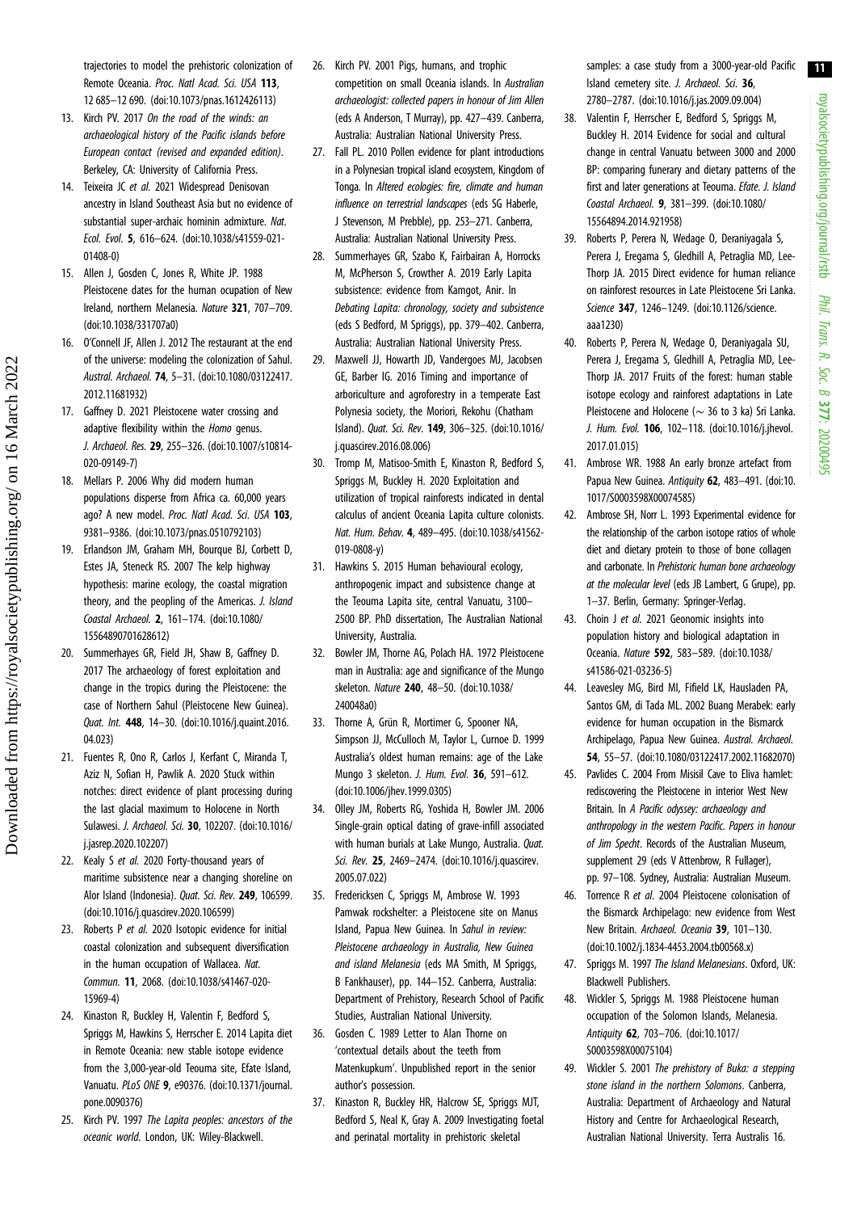trajectories to model the prehistoric colonization of Remote Oceania. *Proc. Natl Acad. Sci. USA* **113**, 12 685–12 690. (doi:10.1073/pnas.1612426113)

13. Kirch PV. 2017 *On the road of the winds: an archaeological history of the Pacific islands before European contact (revised and expanded edition)*. Berkeley, CA: University of California Press.
14. Teixeira JC *et al.* 2021 Widespread Denisovan ancestry in Island Southeast Asia but no evidence of substantial super-archaic hominin admixture. *Nat. Ecol. Evol.* **5**, 616–624. (doi:10.1038/s41559-021-01408-0)
15. Allen J, Gosden C, Jones R, White JP. 1988 Pleistocene dates for the human occupation of New Ireland, northern Melanesia. *Nature* **321**, 707–709. (doi:10.1038/331707a0)
16. O'Connell JF, Allen J. 2012 The restaurant at the end of the universe: modeling the colonization of Sahul. *Austral. Archaeol.* **74**, 5–31. (doi:10.1080/03122417.2012.11681932)
17. Gaffney D. 2021 Pleistocene water crossing and adaptive flexibility within the *Homo* genus. *J. Archaeol. Res.* **29**, 255–326. (doi:10.1007/s10814-020-09149-7)
18. Mellars P. 2006 Why did modern human populations disperse from Africa ca. 60,000 years ago? A new model. *Proc. Natl Acad. Sci. USA* **103**, 9381–9386. (doi:10.1073/pnas.0510792103)
19. Erlandson JM, Graham MH, Bourque BJ, Corbett D, Estes JA, Steneck RS. 2007 The kelp highway hypothesis: marine ecology, the coastal migration theory, and the peopling of the Americas. *J. Island Coastal Archaeol.* **2**, 161–174. (doi:10.1080/15564890701628612)
20. Summerhayes GR, Field JH, Shaw B, Gaffney D. 2017 The archaeology of forest exploitation and change in the tropics during the Pleistocene: the case of Northern Sahul (Pleistocene New Guinea). *Quat. Int.* **448**, 14–30. (doi:10.1016/j.quaint.2016.04.023)
21. Fuentes R, Ono R, Carlos J, Kerfant C, Miranda T, Aziz N, Sofian H, Pawlik A. 2020 Stuck within notches: direct evidence of plant processing during the last glacial maximum to Holocene in North Sulawesi. *J. Archaeol. Sci.* **30**, 102207. (doi:10.1016/j.jasrep.2020.102207)
22. Kealy S *et al.* 2020 Forty-thousand years of maritime subsistence near a changing shoreline on Alor Island (Indonesia). *Quat. Sci. Rev.* **249**, 106599. (doi:10.1016/j.quascirev.2020.106599)
23. Roberts P *et al.* 2020 Isotopic evidence for initial coastal colonization and subsequent diversification in the human occupation of Wallacea. *Nat. Commun.* **11**, 2068. (doi:10.1038/s41467-020-15969-4)
24. Kinaston R, Buckley H, Valentin F, Bedford S, Spriggs M, Hawkins S, Herrscher E. 2014 Lapita diet in Remote Oceania: new stable isotope evidence from the 3,000-year-old Teouma site, Efate Island, Vanuatu. *PLoS ONE* **9**, e90376. (doi:10.1371/journal.pone.0090376)
25. Kirch PV. 1997 *The Lapita peoples: ancestors of the oceanic world*. London, UK: Wiley-Blackwell.
26. Kirch PV. 2001 Pigs, humans, and trophic competition on small Oceania islands. In *Australian archaeologist: collected papers in honour of Jim Allen* (eds A Anderson, T Murray), pp. 427–439. Canberra, Australia: Australian National University Press.
27. Fall PL. 2010 Pollen evidence for plant introductions in a Polynesian tropical island ecosystem, Kingdom of Tonga. In *Altered ecologies: fire, climate and human influence on terrestrial landscapes* (eds SG Haberle, J Stevenson, M Prebble), pp. 253–271. Canberra, Australia: Australian National University Press.
28. Summerhayes GR, Szabo K, Fairbairan A, Horrocks M, McPherson S, Crowther A. 2019 Early Lapita subsistence: evidence from Kamgot, Anir. In *Debating Lapita: chronology, society and subsistence* (eds S Bedford, M Spriggs), pp. 379–402. Canberra, Australia: Australian National University Press.
29. Maxwell JJ, Howarth JD, Vandergoes MJ, Jacobsen GE, Barber IG. 2016 Timing and importance of arboriculture and agroforestry in a temperate East Polynesia society, the Moriori, Rekohu (Chatham Island). *Quat. Sci. Rev.* **149**, 306–325. (doi:10.1016/j.quascirev.2016.08.006)
30. Tromp M, Matisoo-Smith E, Kinaston R, Bedford S, Spriggs M, Buckley H. 2020 Exploitation and utilization of tropical rainforests indicated in dental calculus of ancient Oceania Lapita culture colonists. *Nat. Hum. Behav.* **4**, 489–495. (doi:10.1038/s41562-019-0808-y)
31. Hawkins S. 2015 Human behavioural ecology, anthropogenic impact and subsistence change at the Teouma Lapita site, central Vanuatu, 3100–2500 BP. PhD dissertation, The Australian National University, Australia.
32. Bowler JM, Thorne AG, Polach HA. 1972 Pleistocene man in Australia: age and significance of the Mungo skeleton. *Nature* **240**, 48–50. (doi:10.1038/240048a0)
33. Thorne A, Grün R, Mortimer G, Spooner NA, Simpson JJ, McCulloch M, Taylor L, Curnoe D. 1999 Australia's oldest human remains: age of the Lake Mungo 3 skeleton. *J. Hum. Evol.* **36**, 591–612. (doi:10.1006/jhev.1999.0305)
34. Olley JM, Roberts RG, Yoshida H, Bowler JM. 2006 Single-grain optical dating of grave-infill associated with human burials at Lake Mungo, Australia. *Quat. Sci. Rev.* **25**, 2469–2474. (doi:10.1016/j.quascirev.2005.07.022)
35. Fredericksen C, Spriggs M, Ambrose W. 1993 Pamwak rockshelter: a Pleistocene site on Manus Island, Papua New Guinea. In *Sahul in review: Pleistocene archaeology in Australia, New Guinea and island Melanesia* (eds MA Smith, M Spriggs, B Fankhauser), pp. 144–152. Canberra, Australia: Department of Prehistory, Research School of Pacific Studies, Australian National University.
36. Gosden C. 1989 Letter to Alan Thorne on 'contextual details about the teeth from Matenkupkum'. Unpublished report in the senior author's possession.
37. Kinaston R, Buckley HR, Halcrow SE, Spriggs MJT, Bedford S, Neal K, Gray A. 2009 Investigating foetal and perinatal mortality in prehistoric skeletal samples: a case study from a 3000-year-old Pacific Island cemetery site. *J. Archaeol. Sci.* **36**, 2780–2787. (doi:10.1016/j.jas.2009.09.004)
38. Valentin F, Herrscher E, Bedford S, Spriggs M, Buckley H. 2014 Evidence for social and cultural change in central Vanuatu between 3000 and 2000 BP: comparing funerary and dietary patterns of the first and later generations at Teouma. *Efate. J. Island Coastal Archaeol.* **9**, 381–399. (doi:10.1080/15564894.2014.921958)
39. Roberts P, Perera N, Wedage O, Deraniyagala S, Perera J, Eregama S, Gledhill A, Petraglia MD, Lee-Thorp JA. 2015 Direct evidence for human reliance on rainforest resources in Late Pleistocene Sri Lanka. *Science* **347**, 1246–1249. (doi:10.1126/science.aaa1230)
40. Roberts P, Perera N, Wedage O, Deraniyagala SU, Perera J, Eregama S, Gledhill A, Petraglia MD, Lee-Thorp JA. 2017 Fruits of the forest: human stable isotope ecology and rainforest adaptations in Late Pleistocene and Holocene (∼ 36 to 3 ka) Sri Lanka. *J. Hum. Evol.* **106**, 102–118. (doi:10.1016/j.jhevol.2017.01.015)
41. Ambrose WR. 1988 An early bronze artefact from Papua New Guinea. *Antiquity* **62**, 483–491. (doi:10.1017/S0003598X00074585)
42. Ambrose SH, Norr L. 1993 Experimental evidence for the relationship of the carbon isotope ratios of whole diet and dietary protein to those of bone collagen and carbonate. In *Prehistoric human bone archaeology at the molecular level* (eds JB Lambert, G Grupe), pp. 1–37. Berlin, Germany: Springer-Verlag.
43. Choin J *et al.* 2021 Genomic insights into population history and biological adaptation in Oceania. *Nature* **592**, 583–589. (doi:10.1038/s41586-021-03236-5)
44. Leavesley MG, Bird MI, Fifield LK, Hausladen PA, Santos GM, di Tada ML. 2002 Buang Merabek: early evidence for human occupation in the Bismarck Archipelago, Papua New Guinea. *Austral. Archaeol.* **54**, 55–57. (doi:10.1080/03122417.2002.11682070)
45. Pavlides C. 2004 From Misisil Cave to Eliva hamlet: rediscovering the Pleistocene in interior West New Britain. In *A Pacific odyssey: archaeology and anthropology in the western Pacific. Papers in honour of Jim Specht*. Records of the Australian Museum, supplement 29 (eds V Attenbrow, R Fullager), pp. 97–108. Sydney, Australia: Australian Museum.
46. Torrence R *et al.* 2004 Pleistocene colonisation of the Bismarck Archipelago: new evidence from West New Britain. *Archaeol. Oceania* **39**, 101–130. (doi:10.1002/j.1834-4453.2004.tb00568.x)
47. Spriggs M. 1997 *The Island Melanesians*. Oxford, UK: Blackwell Publishers.
48. Wickler S, Spriggs M. 1988 Pleistocene human occupation of the Solomon Islands, Melanesia. *Antiquity* **62**, 703–706. (doi:10.1017/S0003598X00075104)
49. Wickler S. 2001 *The prehistory of Buka: a stepping stone island in the northern Solomons*. Canberra, Australia: Department of Archaeology and Natural History and Centre for Archaeological Research, Australian National University. Terra Australis 16.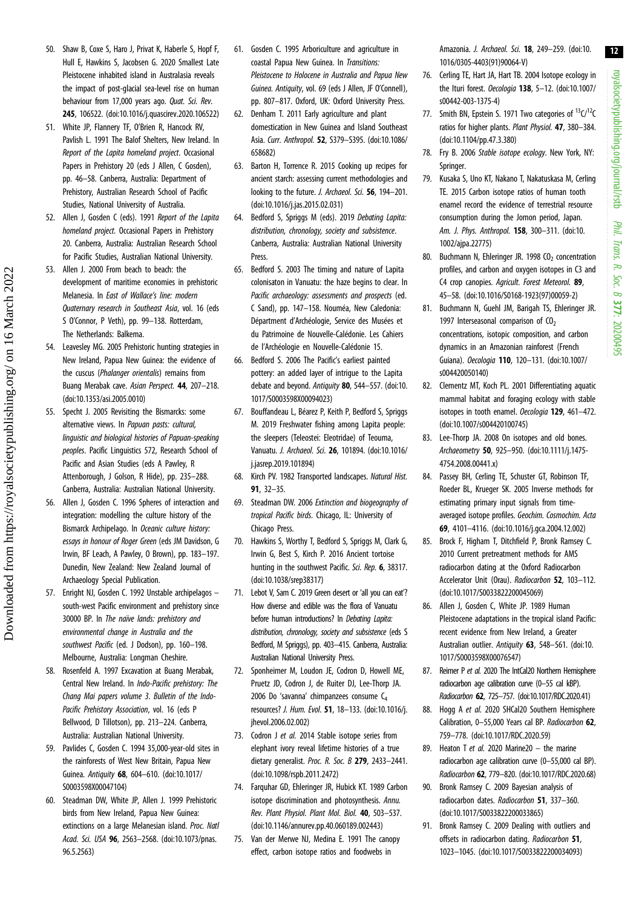50. Shaw B, Coxe S, Haro J, Privat K, Haberle S, Hopf F, Hull E, Hawkins S, Jacobsen G. 2020 Smallest Late Pleistocene inhabited island in Australasia reveals the impact of post-glacial sea-level rise on human behaviour from 17,000 years ago. *Quat. Sci. Rev.* **245**, 106522. (doi:10.1016/j.quascirev.2020.106522)
51. White JP, Flannery TF, O'Brien R, Hancock RV, Pavlish L. 1991 The Balof Shelters, New Ireland. In *Report of the Lapita homeland project*. Occasional Papers in Prehistory 20 (eds J Allen, C Gosden), pp. 46–58. Canberra, Australia: Department of Prehistory, Australian Research School of Pacific Studies, National University of Australia.
52. Allen J, Gosden C (eds). 1991 *Report of the Lapita homeland project.* Occasional Papers in Prehistory 20. Canberra, Australia: Australian Research School for Pacific Studies, Australian National University.
53. Allen J. 2000 From beach to beach: the development of maritime economies in prehistoric Melanesia. In *East of Wallace's line: modern Quaternary research in Southeast Asia*, vol. 16 (eds S O'Connor, P Veth), pp. 99–138. Rotterdam, The Netherlands: Balkema.
54. Leavesley MG. 2005 Prehistoric hunting strategies in New Ireland, Papua New Guinea: the evidence of the cuscus (*Phalanger orientalis*) remains from Buang Merabak cave. *Asian Perspect.* **44**, 207–218. (doi:10.1353/asi.2005.0010)
55. Specht J. 2005 Revisiting the Bismarcks: some alternative views. In *Papuan pasts: cultural, linguistic and biological histories of Papuan-speaking peoples*. Pacific Linguistics 572, Research School of Pacific and Asian Studies (eds A Pawley, R Attenborough, J Golson, R Hide), pp. 235–288. Canberra, Australia: Australian National University.
56. Allen J, Gosden C. 1996 Spheres of interaction and integration: modelling the culture history of the Bismarck Archipelago. In *Oceanic culture history: essays in honour of Roger Green* (eds JM Davidson, G Irwin, BF Leach, A Pawley, D Brown), pp. 183–197. Dunedin, New Zealand: New Zealand Journal of Archaeology Special Publication.
57. Enright NJ, Gosden C. 1992 Unstable archipelagos – south-west Pacific environment and prehistory since 30000 BP. In *The naïve lands: prehistory and environmental change in Australia and the southwest Pacific* (ed. J Dodson), pp. 160–198. Melbourne, Australia: Longman Cheshire.
58. Rosenfeld A. 1997 Excavation at Buang Merabak, Central New Ireland. In *Indo-Pacific prehistory: The Chang Mai papers volume 3. Bulletin of the Indo-Pacific Prehistory Association*, vol. 16 (eds P Bellwood, D Tillotson), pp. 213–224. Canberra, Australia: Australian National University.
59. Pavlides C, Gosden C. 1994 35,000-year-old sites in the rainforests of West New Britain, Papua New Guinea. *Antiquity* **68**, 604–610. (doi:10.1017/S0003598X00047104)
60. Steadman DW, White JP, Allen J. 1999 Prehistoric birds from New Ireland, Papua New Guinea: extinctions on a large Melanesian island. *Proc. Natl Acad. Sci. USA* **96**, 2563–2568. (doi:10.1073/pnas.96.5.2563)
61. Gosden C. 1995 Arboriculture and agriculture in coastal Papua New Guinea. In *Transitions: Pleistocene to Holocene in Australia and Papua New Guinea. Antiquity*, vol. 69 (eds J Allen, JF O'Connell), pp. 807–817. Oxford, UK: Oxford University Press.
62. Denham T. 2011 Early agriculture and plant domestication in New Guinea and Island Southeast Asia. *Curr. Anthropol.* **52**, S379–S395. (doi:10.1086/658682)
63. Barton H, Torrence R. 2015 Cooking up recipes for ancient starch: assessing current methodologies and looking to the future. *J. Archaeol. Sci.* **56**, 194–201. (doi:10.1016/j.jas.2015.02.031)
64. Bedford S, Spriggs M (eds). 2019 *Debating Lapita: distribution, chronology, society and subsistence*. Canberra, Australia: Australian National University Press.
65. Bedford S. 2003 The timing and nature of Lapita colonisaton in Vanuatu: the haze begins to clear. In *Pacific archaeology: assessments and prospects* (ed. C Sand), pp. 147–158. Nouméa, New Caledonia: Départment d'Archéologie, Service des Musées et du Patrimoine de Nouvelle-Calédonie. Les Cahiers de l'Archéologie en Nouvelle-Calédonie 15.
66. Bedford S. 2006 The Pacific's earliest painted pottery: an added layer of intrigue to the Lapita debate and beyond. *Antiquity* **80**, 544–557. (doi:10.1017/S0003598X00094023)
67. Bouffandeau L, Béarez P, Keith P, Bedford S, Spriggs M. 2019 Freshwater fishing among Lapita people: the sleepers (Teleostei: Eleotridae) of Teouma, Vanuatu. *J. Archaeol. Sci.* **26**, 101894. (doi:10.1016/j.jasrep.2019.101894)
68. Kirch PV. 1982 Transported landscapes. *Natural Hist.* **91**, 32–35.
69. Steadman DW. 2006 *Extinction and biogeography of tropical Pacific birds*. Chicago, IL: University of Chicago Press.
70. Hawkins S, Worthy T, Bedford S, Spriggs M, Clark G, Irwin G, Best S, Kirch P. 2016 Ancient tortoise hunting in the southwest Pacific. *Sci. Rep.* **6**, 38317. (doi:10.1038/srep38317)
71. Lebot V, Sam C. 2019 Green desert or 'all you can eat'? How diverse and edible was the flora of Vanuatu before human introductions? In *Debating Lapita: distribution, chronology, society and subsistence* (eds S Bedford, M Spriggs), pp. 403–415. Canberra, Australia: Australian National University Press.
72. Sponheimer M, Loudon JE, Codron D, Howell ME, Pruetz JD, Codron J, de Ruiter DJ, Lee-Thorp JA. 2006 Do 'savanna' chimpanzees consume $C_4$ resources? *J. Hum. Evol.* **51**, 18–133. (doi:10.1016/j.jhevol.2006.02.002)
73. Codron J *et al.* 2014 Stable isotope series from elephant ivory reveal lifetime histories of a true dietary generalist. *Proc. R. Soc. B* **279**, 2433–2441. (doi:10.1098/rspb.2011.2472)
74. Farquhar GD, Ehleringer JR, Hubick KT. 1989 Carbon isotope discrimination and photosynthesis. *Annu. Rev. Plant Physiol. Plant Mol. Biol.* **40**, 503–537. (doi:10.1146/annurev.pp.40.060189.002443)
75. Van der Merwe NJ, Medina E. 1991 The canopy effect, carbon isotope ratios and foodwebs in Amazonia. *J. Archaeol. Sci.* **18**, 249–259. (doi:10.1016/0305-4403(91)90064-V)
76. Cerling TE, Hart JA, Hart TB. 2004 Isotope ecology in the Ituri forest. *Oecologia* **138**, 5–12. (doi:10.1007/s00442-003-1375-4)
77. Smith BN, Epstein S. 1971 Two categories of $^{13}C/^{12}C$ ratios for higher plants. *Plant Physiol.* **47**, 380–384. (doi:10.1104/pp.47.3.380)
78. Fry B. 2006 *Stable isotope ecology*. New York, NY: Springer.
79. Kusaka S, Uno KT, Nakano T, Nakatuskasa M, Cerling TE. 2015 Carbon isotope ratios of human tooth enamel record the evidence of terrestrial resource consumption during the Jomon period, Japan. *Am. J. Phys. Anthropol.* **158**, 300–311. (doi:10.1002/ajpa.22775)
80. Buchmann N, Ehleringer JR. 1998 $CO_2$ concentration profiles, and carbon and oxygen isotopes in C3 and C4 crop canopies. *Agricult. Forest Meteorol.* **89**, 45–58. (doi:10.1016/S0168-1923(97)00059-2)
81. Buchmann N, Guehl JM, Barigah TS, Ehleringer JR. 1997 Interseasonal comparison of $CO_2$ concentrations, isotopic composition, and carbon dynamics in an Amazonian rainforest (French Guiana). *Oecologia* **110**, 120–131. (doi:10.1007/s004420050140)
82. Clementz MT, Koch PL. 2001 Differentiating aquatic mammal habitat and foraging ecology with stable isotopes in tooth enamel. *Oecologia* **129**, 461–472. (doi:10.1007/s004420100745)
83. Lee-Thorp JA. 2008 On isotopes and old bones. *Archaeometry* **50**, 925–950. (doi:10.1111/j.1475-4754.2008.00441.x)
84. Passey BH, Cerling TE, Schuster GT, Robinson TF, Roeder BL, Krueger SK. 2005 Inverse methods for estimating primary input signals from time-averaged isotope profiles. *Geochim. Cosmochim. Acta* **69**, 4101–4116. (doi:10.1016/j.gca.2004.12.002)
85. Brock F, Higham T, Ditchfield P, Bronk Ramsey C. 2010 Current pretreatment methods for AMS radiocarbon dating at the Oxford Radiocarbon Accelerator Unit (Orau). *Radiocarbon* **52**, 103–112. (doi:10.1017/S0033822200045069)
86. Allen J, Gosden C, White JP. 1989 Human Pleistocene adaptations in the tropical island Pacific: recent evidence from New Ireland, a Greater Australian outlier. *Antiquity* **63**, 548–561. (doi:10.1017/S0003598X00076547)
87. Reimer P *et al.* 2020 The IntCal20 Northern Hemisphere radiocarbon age calibration curve (0–55 cal kBP). *Radiocarbon* **62**, 725–757. (doi:10.1017/RDC.2020.41)
88. Hogg A *et al.* 2020 SHCal20 Southern Hemisphere Calibration, 0–55,000 Years cal BP. *Radiocarbon* **62**, 759–778. (doi:10.1017/RDC.2020.59)
89. Heaton T *et al.* 2020 Marine20 – the marine radiocarbon age calibration curve (0–55,000 cal BP). *Radiocarbon* **62**, 779–820. (doi:10.1017/RDC.2020.68)
90. Bronk Ramsey C. 2009 Bayesian analysis of radiocarbon dates. *Radiocarbon* **51**, 337–360. (doi:10.1017/S0033822200033865)
91. Bronk Ramsey C. 2009 Dealing with outliers and offsets in radiocarbon dating. *Radiocarbon* **51**, 1023–1045. (doi:10.1017/S0033822200034093)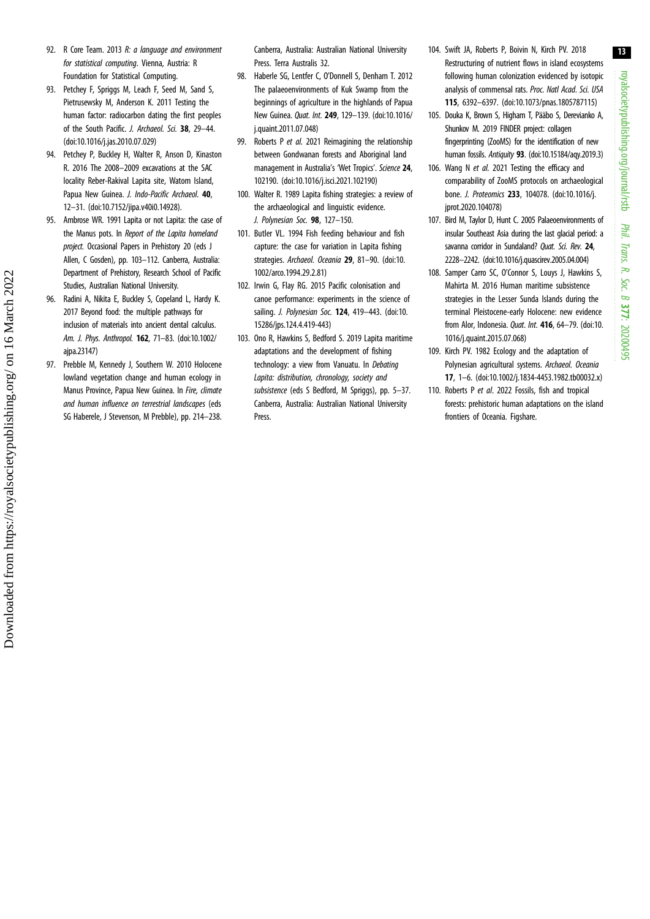92. R Core Team. 2013 *R: a language and environment for statistical computing*. Vienna, Austria: R Foundation for Statistical Computing.
93. Petchey F, Spriggs M, Leach F, Seed M, Sand S, Pietrusewsky M, Anderson K. 2011 Testing the human factor: radiocarbon dating the first peoples of the South Pacific. *J. Archaeol. Sci.* **38**, 29–44. (doi:10.1016/j.jas.2010.07.029)
94. Petchey P, Buckley H, Walter R, Anson D, Kinaston R. 2016 The 2008–2009 excavations at the SAC locality Reber-Rakival Lapita site, Watom Island, Papua New Guinea. *J. Indo-Pacific Archaeol.* **40**, 12–31. (doi:10.7152/jipa.v40i0.14928).
95. Ambrose WR. 1991 Lapita or not Lapita: the case of the Manus pots. In *Report of the Lapita homeland project*. Occasional Papers in Prehistory 20 (eds J Allen, C Gosden), pp. 103–112. Canberra, Australia: Department of Prehistory, Research School of Pacific Studies, Australian National University.
96. Radini A, Nikita E, Buckley S, Copeland L, Hardy K. 2017 Beyond food: the multiple pathways for inclusion of materials into ancient dental calculus. *Am. J. Phys. Anthropol.* **162**, 71–83. (doi:10.1002/ajpa.23147)
97. Prebble M, Kennedy J, Southern W. 2010 Holocene lowland vegetation change and human ecology in Manus Province, Papua New Guinea. In *Fire, climate and human influence on terrestrial landscapes* (eds SG Haberele, J Stevenson, M Prebble), pp. 214–238. Canberra, Australia: Australian National University Press. Terra Australis 32.
98. Haberle SG, Lentfer C, O'Donnell S, Denham T. 2012 The palaeoenvironments of Kuk Swamp from the beginnings of agriculture in the highlands of Papua New Guinea. *Quat. Int.* **249**, 129–139. (doi:10.1016/j.quaint.2011.07.048)
99. Roberts P *et al.* 2021 Reimagining the relationship between Gondwanan forests and Aboriginal land management in Australia's 'Wet Tropics'. *Science* **24**, 102190. (doi:10.1016/j.isci.2021.102190)
100. Walter R. 1989 Lapita fishing strategies: a review of the archaeological and linguistic evidence. *J. Polynesian Soc.* **98**, 127–150.
101. Butler VL. 1994 Fish feeding behaviour and fish capture: the case for variation in Lapita fishing strategies. *Archaeol. Oceania* **29**, 81–90. (doi:10.1002/arco.1994.29.2.81)
102. Irwin G, Flay RG. 2015 Pacific colonisation and canoe performance: experiments in the science of sailing. *J. Polynesian Soc.* **124**, 419–443. (doi:10.15286/jps.124.4.419-443)
103. Ono R, Hawkins S, Bedford S. 2019 Lapita maritime adaptations and the development of fishing technology: a view from Vanuatu. In *Debating Lapita: distribution, chronology, society and subsistence* (eds S Bedford, M Spriggs), pp. 5–37. Canberra, Australia: Australian National University Press.
104. Swift JA, Roberts P, Boivin N, Kirch PV. 2018 Restructuring of nutrient flows in island ecosystems following human colonization evidenced by isotopic analysis of commensal rats. *Proc. Natl Acad. Sci. USA* **115**, 6392–6397. (doi:10.1073/pnas.1805787115)
105. Douka K, Brown S, Higham T, Pääbo S, Derevianko A, Shunkov M. 2019 FINDER project: collagen fingerprinting (ZooMS) for the identification of new human fossils. *Antiquity* **93**. (doi:10.15184/aqy.2019.3)
106. Wang N *et al.* 2021 Testing the efficacy and comparability of ZooMS protocols on archaeological bone. *J. Proteomics* **233**, 104078. (doi:10.1016/j.jprot.2020.104078)
107. Bird M, Taylor D, Hunt C. 2005 Palaeoenvironments of insular Southeast Asia during the last glacial period: a savanna corridor in Sundaland? *Quat. Sci. Rev.* **24**, 2228–2242. (doi:10.1016/j.quascirev.2005.04.004)
108. Samper Carro SC, O'Connor S, Louys J, Hawkins S, Mahirta M. 2016 Human maritime subsistence strategies in the Lesser Sunda Islands during the terminal Pleistocene-early Holocene: new evidence from Alor, Indonesia. *Quat. Int.* **416**, 64–79. (doi:10.1016/j.quaint.2015.07.068)
109. Kirch PV. 1982 Ecology and the adaptation of Polynesian agricultural systems. *Archaeol. Oceania* **17**, 1–6. (doi:10.1002/j.1834-4453.1982.tb00032.x)
110. Roberts P *et al*. 2022 Fossils, fish and tropical forests: prehistoric human adaptations on the island frontiers of Oceania. Figshare.